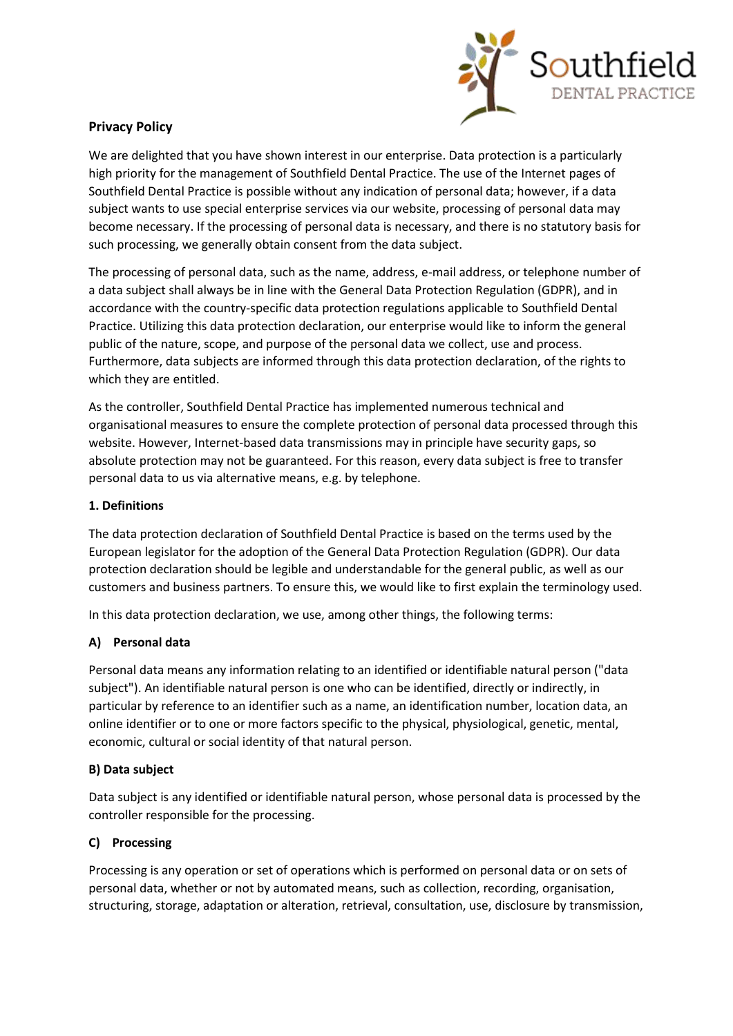Southfield
DENTAL PRACTICE

**Privacy Policy**

We are delighted that you have shown interest in our enterprise. Data protection is a particularly high priority for the management of Southfield Dental Practice. The use of the Internet pages of Southfield Dental Practice is possible without any indication of personal data; however, if a data subject wants to use special enterprise services via our website, processing of personal data may become necessary. If the processing of personal data is necessary, and there is no statutory basis for such processing, we generally obtain consent from the data subject.

The processing of personal data, such as the name, address, e-mail address, or telephone number of a data subject shall always be in line with the General Data Protection Regulation (GDPR), and in accordance with the country-specific data protection regulations applicable to Southfield Dental Practice. Utilizing this data protection declaration, our enterprise would like to inform the general public of the nature, scope, and purpose of the personal data we collect, use and process. Furthermore, data subjects are informed through this data protection declaration, of the rights to which they are entitled.

As the controller, Southfield Dental Practice has implemented numerous technical and organisational measures to ensure the complete protection of personal data processed through this website. However, Internet-based data transmissions may in principle have security gaps, so absolute protection may not be guaranteed. For this reason, every data subject is free to transfer personal data to us via alternative means, e.g. by telephone.

**1. Definitions**

The data protection declaration of Southfield Dental Practice is based on the terms used by the European legislator for the adoption of the General Data Protection Regulation (GDPR). Our data protection declaration should be legible and understandable for the general public, as well as our customers and business partners. To ensure this, we would like to first explain the terminology used.

In this data protection declaration, we use, among other things, the following terms:

**A) Personal data**

Personal data means any information relating to an identified or identifiable natural person ("data subject"). An identifiable natural person is one who can be identified, directly or indirectly, in particular by reference to an identifier such as a name, an identification number, location data, an online identifier or to one or more factors specific to the physical, physiological, genetic, mental, economic, cultural or social identity of that natural person.

**B) Data subject**

Data subject is any identified or identifiable natural person, whose personal data is processed by the controller responsible for the processing.

**C) Processing**

Processing is any operation or set of operations which is performed on personal data or on sets of personal data, whether or not by automated means, such as collection, recording, organisation, structuring, storage, adaptation or alteration, retrieval, consultation, use, disclosure by transmission,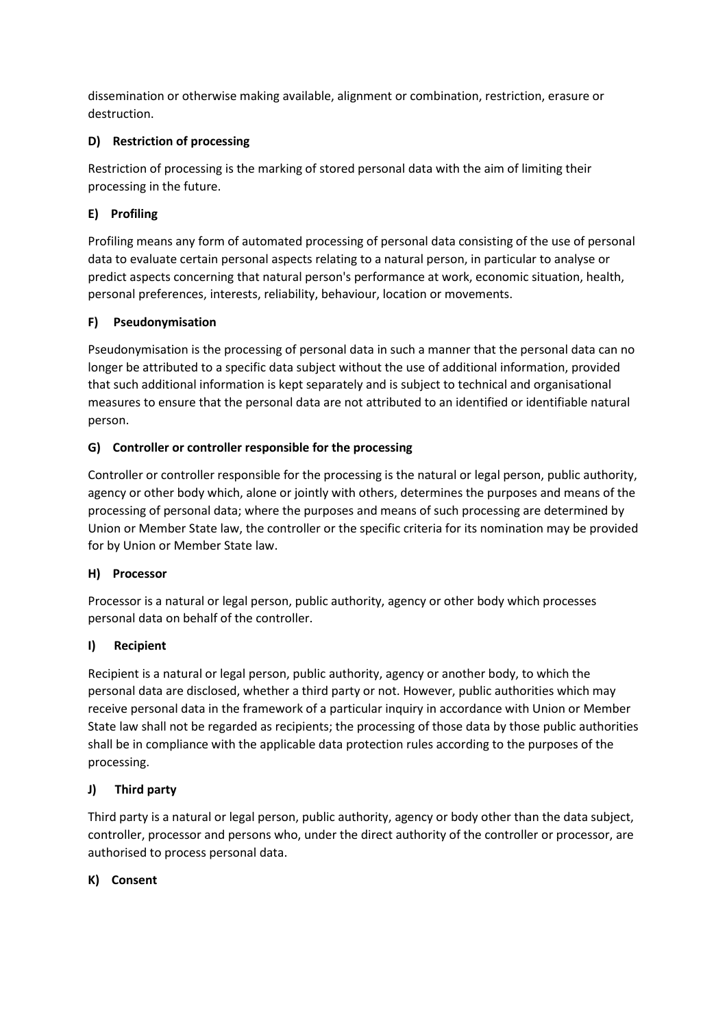dissemination or otherwise making available, alignment or combination, restriction, erasure or destruction.

### D) Restriction of processing

Restriction of processing is the marking of stored personal data with the aim of limiting their processing in the future.

### E) Profiling

Profiling means any form of automated processing of personal data consisting of the use of personal data to evaluate certain personal aspects relating to a natural person, in particular to analyse or predict aspects concerning that natural person's performance at work, economic situation, health, personal preferences, interests, reliability, behaviour, location or movements.

### F) Pseudonymisation

Pseudonymisation is the processing of personal data in such a manner that the personal data can no longer be attributed to a specific data subject without the use of additional information, provided that such additional information is kept separately and is subject to technical and organisational measures to ensure that the personal data are not attributed to an identified or identifiable natural person.

### G) Controller or controller responsible for the processing

Controller or controller responsible for the processing is the natural or legal person, public authority, agency or other body which, alone or jointly with others, determines the purposes and means of the processing of personal data; where the purposes and means of such processing are determined by Union or Member State law, the controller or the specific criteria for its nomination may be provided for by Union or Member State law.

### H) Processor

Processor is a natural or legal person, public authority, agency or other body which processes personal data on behalf of the controller.

### I) Recipient

Recipient is a natural or legal person, public authority, agency or another body, to which the personal data are disclosed, whether a third party or not. However, public authorities which may receive personal data in the framework of a particular inquiry in accordance with Union or Member State law shall not be regarded as recipients; the processing of those data by those public authorities shall be in compliance with the applicable data protection rules according to the purposes of the processing.

### J) Third party

Third party is a natural or legal person, public authority, agency or body other than the data subject, controller, processor and persons who, under the direct authority of the controller or processor, are authorised to process personal data.

### K) Consent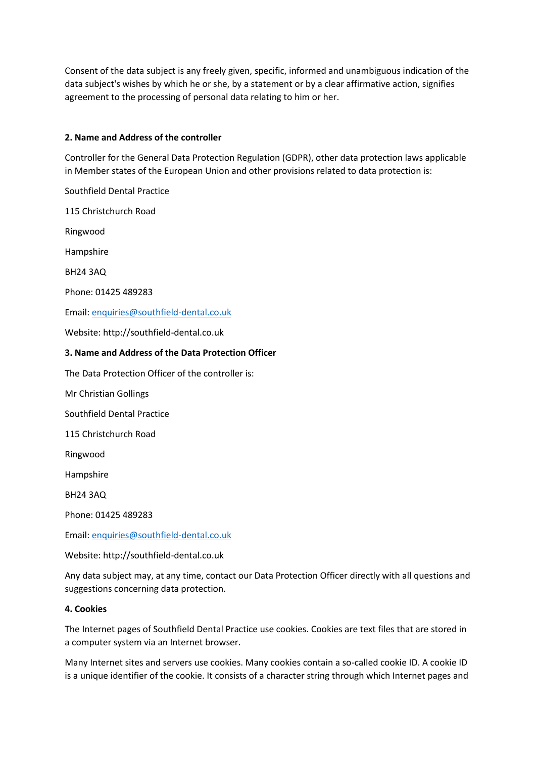Consent of the data subject is any freely given, specific, informed and unambiguous indication of the data subject's wishes by which he or she, by a statement or by a clear affirmative action, signifies agreement to the processing of personal data relating to him or her.

**2. Name and Address of the controller**

Controller for the General Data Protection Regulation (GDPR), other data protection laws applicable in Member states of the European Union and other provisions related to data protection is:

Southfield Dental Practice

115 Christchurch Road

Ringwood

Hampshire

BH24 3AQ

Phone: 01425 489283

Email: enquiries@southfield-dental.co.uk

Website: http://southfield-dental.co.uk

**3. Name and Address of the Data Protection Officer**

The Data Protection Officer of the controller is:

Mr Christian Gollings

Southfield Dental Practice

115 Christchurch Road

Ringwood

Hampshire

BH24 3AQ

Phone: 01425 489283

Email: enquiries@southfield-dental.co.uk

Website: http://southfield-dental.co.uk

Any data subject may, at any time, contact our Data Protection Officer directly with all questions and suggestions concerning data protection.

**4. Cookies**

The Internet pages of Southfield Dental Practice use cookies. Cookies are text files that are stored in a computer system via an Internet browser.

Many Internet sites and servers use cookies. Many cookies contain a so-called cookie ID. A cookie ID is a unique identifier of the cookie. It consists of a character string through which Internet pages and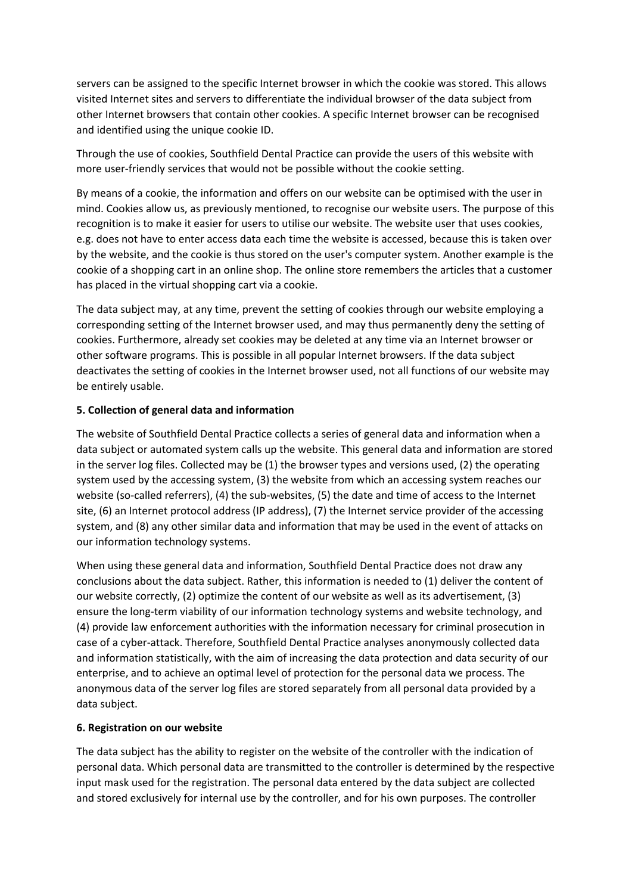servers can be assigned to the specific Internet browser in which the cookie was stored. This allows visited Internet sites and servers to differentiate the individual browser of the data subject from other Internet browsers that contain other cookies. A specific Internet browser can be recognised and identified using the unique cookie ID.

Through the use of cookies, Southfield Dental Practice can provide the users of this website with more user-friendly services that would not be possible without the cookie setting.

By means of a cookie, the information and offers on our website can be optimised with the user in mind. Cookies allow us, as previously mentioned, to recognise our website users. The purpose of this recognition is to make it easier for users to utilise our website. The website user that uses cookies, e.g. does not have to enter access data each time the website is accessed, because this is taken over by the website, and the cookie is thus stored on the user's computer system. Another example is the cookie of a shopping cart in an online shop. The online store remembers the articles that a customer has placed in the virtual shopping cart via a cookie.

The data subject may, at any time, prevent the setting of cookies through our website employing a corresponding setting of the Internet browser used, and may thus permanently deny the setting of cookies. Furthermore, already set cookies may be deleted at any time via an Internet browser or other software programs. This is possible in all popular Internet browsers. If the data subject deactivates the setting of cookies in the Internet browser used, not all functions of our website may be entirely usable.

**5. Collection of general data and information**

The website of Southfield Dental Practice collects a series of general data and information when a data subject or automated system calls up the website. This general data and information are stored in the server log files. Collected may be (1) the browser types and versions used, (2) the operating system used by the accessing system, (3) the website from which an accessing system reaches our website (so-called referrers), (4) the sub-websites, (5) the date and time of access to the Internet site, (6) an Internet protocol address (IP address), (7) the Internet service provider of the accessing system, and (8) any other similar data and information that may be used in the event of attacks on our information technology systems.

When using these general data and information, Southfield Dental Practice does not draw any conclusions about the data subject. Rather, this information is needed to (1) deliver the content of our website correctly, (2) optimize the content of our website as well as its advertisement, (3) ensure the long-term viability of our information technology systems and website technology, and (4) provide law enforcement authorities with the information necessary for criminal prosecution in case of a cyber-attack. Therefore, Southfield Dental Practice analyses anonymously collected data and information statistically, with the aim of increasing the data protection and data security of our enterprise, and to achieve an optimal level of protection for the personal data we process. The anonymous data of the server log files are stored separately from all personal data provided by a data subject.

**6. Registration on our website**

The data subject has the ability to register on the website of the controller with the indication of personal data. Which personal data are transmitted to the controller is determined by the respective input mask used for the registration. The personal data entered by the data subject are collected and stored exclusively for internal use by the controller, and for his own purposes. The controller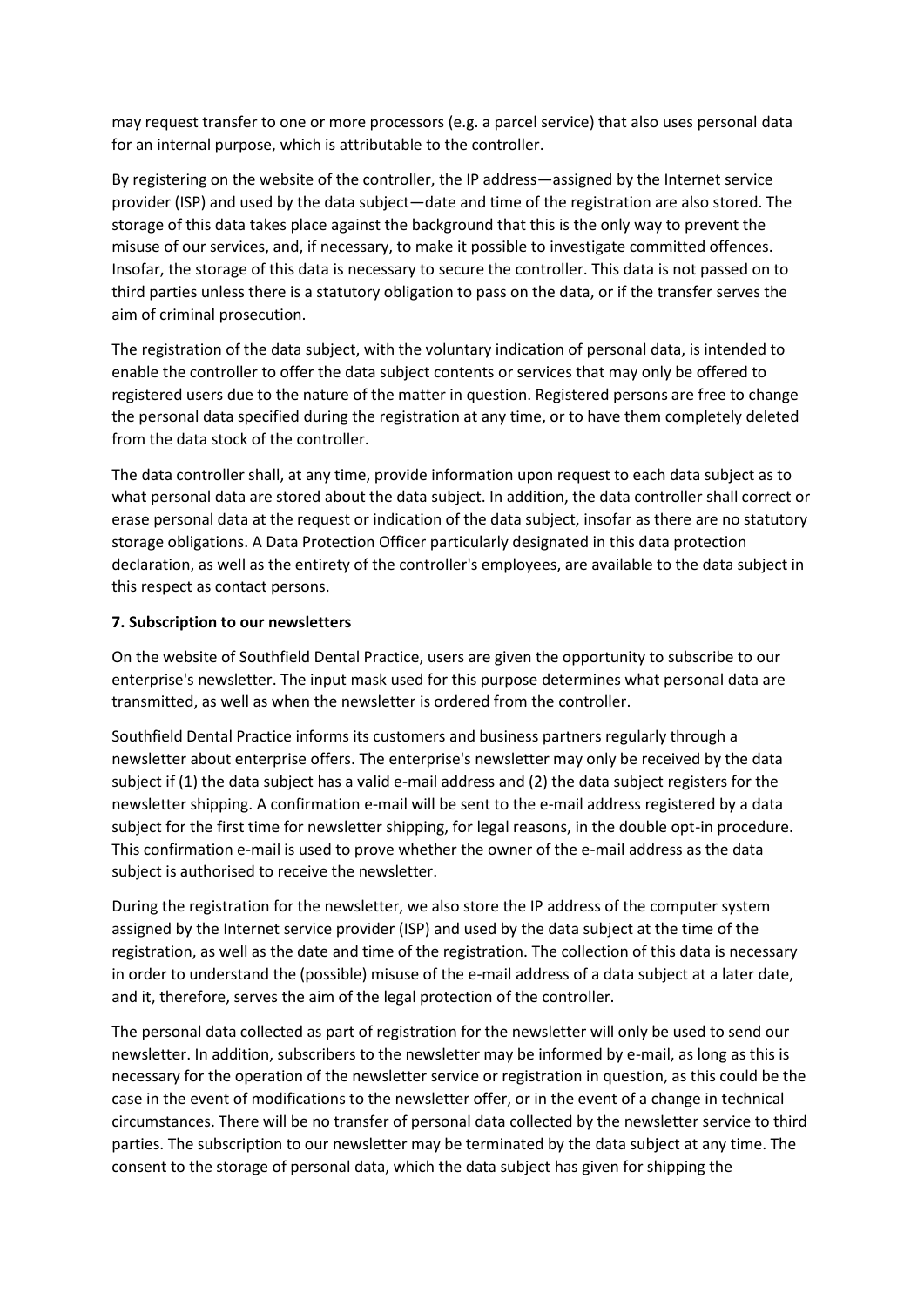may request transfer to one or more processors (e.g. a parcel service) that also uses personal data for an internal purpose, which is attributable to the controller.

By registering on the website of the controller, the IP address—assigned by the Internet service provider (ISP) and used by the data subject—date and time of the registration are also stored. The storage of this data takes place against the background that this is the only way to prevent the misuse of our services, and, if necessary, to make it possible to investigate committed offences. Insofar, the storage of this data is necessary to secure the controller. This data is not passed on to third parties unless there is a statutory obligation to pass on the data, or if the transfer serves the aim of criminal prosecution.

The registration of the data subject, with the voluntary indication of personal data, is intended to enable the controller to offer the data subject contents or services that may only be offered to registered users due to the nature of the matter in question. Registered persons are free to change the personal data specified during the registration at any time, or to have them completely deleted from the data stock of the controller.

The data controller shall, at any time, provide information upon request to each data subject as to what personal data are stored about the data subject. In addition, the data controller shall correct or erase personal data at the request or indication of the data subject, insofar as there are no statutory storage obligations. A Data Protection Officer particularly designated in this data protection declaration, as well as the entirety of the controller's employees, are available to the data subject in this respect as contact persons.

**7. Subscription to our newsletters**

On the website of Southfield Dental Practice, users are given the opportunity to subscribe to our enterprise's newsletter. The input mask used for this purpose determines what personal data are transmitted, as well as when the newsletter is ordered from the controller.

Southfield Dental Practice informs its customers and business partners regularly through a newsletter about enterprise offers. The enterprise's newsletter may only be received by the data subject if (1) the data subject has a valid e-mail address and (2) the data subject registers for the newsletter shipping. A confirmation e-mail will be sent to the e-mail address registered by a data subject for the first time for newsletter shipping, for legal reasons, in the double opt-in procedure. This confirmation e-mail is used to prove whether the owner of the e-mail address as the data subject is authorised to receive the newsletter.

During the registration for the newsletter, we also store the IP address of the computer system assigned by the Internet service provider (ISP) and used by the data subject at the time of the registration, as well as the date and time of the registration. The collection of this data is necessary in order to understand the (possible) misuse of the e-mail address of a data subject at a later date, and it, therefore, serves the aim of the legal protection of the controller.

The personal data collected as part of registration for the newsletter will only be used to send our newsletter. In addition, subscribers to the newsletter may be informed by e-mail, as long as this is necessary for the operation of the newsletter service or registration in question, as this could be the case in the event of modifications to the newsletter offer, or in the event of a change in technical circumstances. There will be no transfer of personal data collected by the newsletter service to third parties. The subscription to our newsletter may be terminated by the data subject at any time. The consent to the storage of personal data, which the data subject has given for shipping the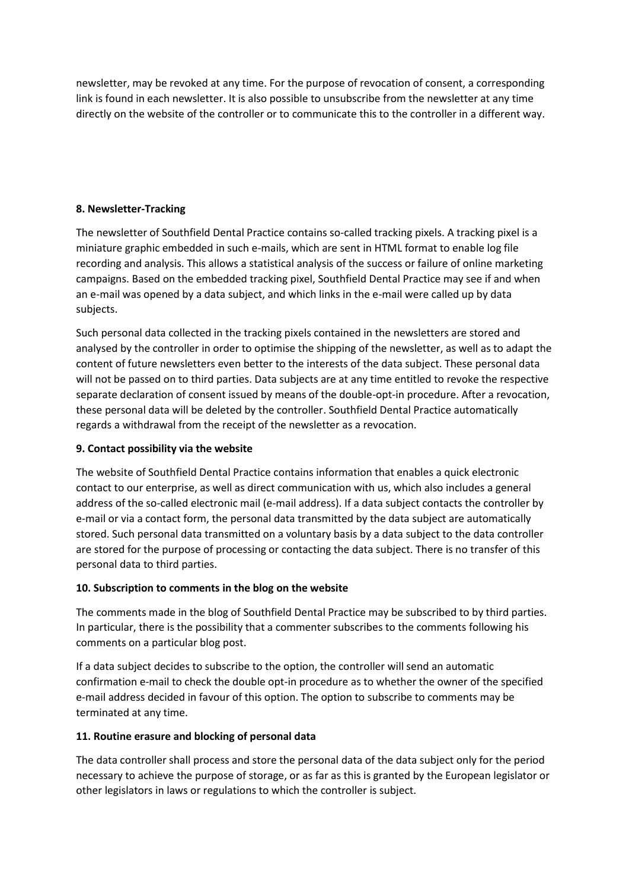newsletter, may be revoked at any time. For the purpose of revocation of consent, a corresponding link is found in each newsletter. It is also possible to unsubscribe from the newsletter at any time directly on the website of the controller or to communicate this to the controller in a different way.

**8. Newsletter-Tracking**

The newsletter of Southfield Dental Practice contains so-called tracking pixels. A tracking pixel is a miniature graphic embedded in such e-mails, which are sent in HTML format to enable log file recording and analysis. This allows a statistical analysis of the success or failure of online marketing campaigns. Based on the embedded tracking pixel, Southfield Dental Practice may see if and when an e-mail was opened by a data subject, and which links in the e-mail were called up by data subjects.

Such personal data collected in the tracking pixels contained in the newsletters are stored and analysed by the controller in order to optimise the shipping of the newsletter, as well as to adapt the content of future newsletters even better to the interests of the data subject. These personal data will not be passed on to third parties. Data subjects are at any time entitled to revoke the respective separate declaration of consent issued by means of the double-opt-in procedure. After a revocation, these personal data will be deleted by the controller. Southfield Dental Practice automatically regards a withdrawal from the receipt of the newsletter as a revocation.

**9. Contact possibility via the website**

The website of Southfield Dental Practice contains information that enables a quick electronic contact to our enterprise, as well as direct communication with us, which also includes a general address of the so-called electronic mail (e-mail address). If a data subject contacts the controller by e-mail or via a contact form, the personal data transmitted by the data subject are automatically stored. Such personal data transmitted on a voluntary basis by a data subject to the data controller are stored for the purpose of processing or contacting the data subject. There is no transfer of this personal data to third parties.

**10. Subscription to comments in the blog on the website**

The comments made in the blog of Southfield Dental Practice may be subscribed to by third parties. In particular, there is the possibility that a commenter subscribes to the comments following his comments on a particular blog post.

If a data subject decides to subscribe to the option, the controller will send an automatic confirmation e-mail to check the double opt-in procedure as to whether the owner of the specified e-mail address decided in favour of this option. The option to subscribe to comments may be terminated at any time.

**11. Routine erasure and blocking of personal data**

The data controller shall process and store the personal data of the data subject only for the period necessary to achieve the purpose of storage, or as far as this is granted by the European legislator or other legislators in laws or regulations to which the controller is subject.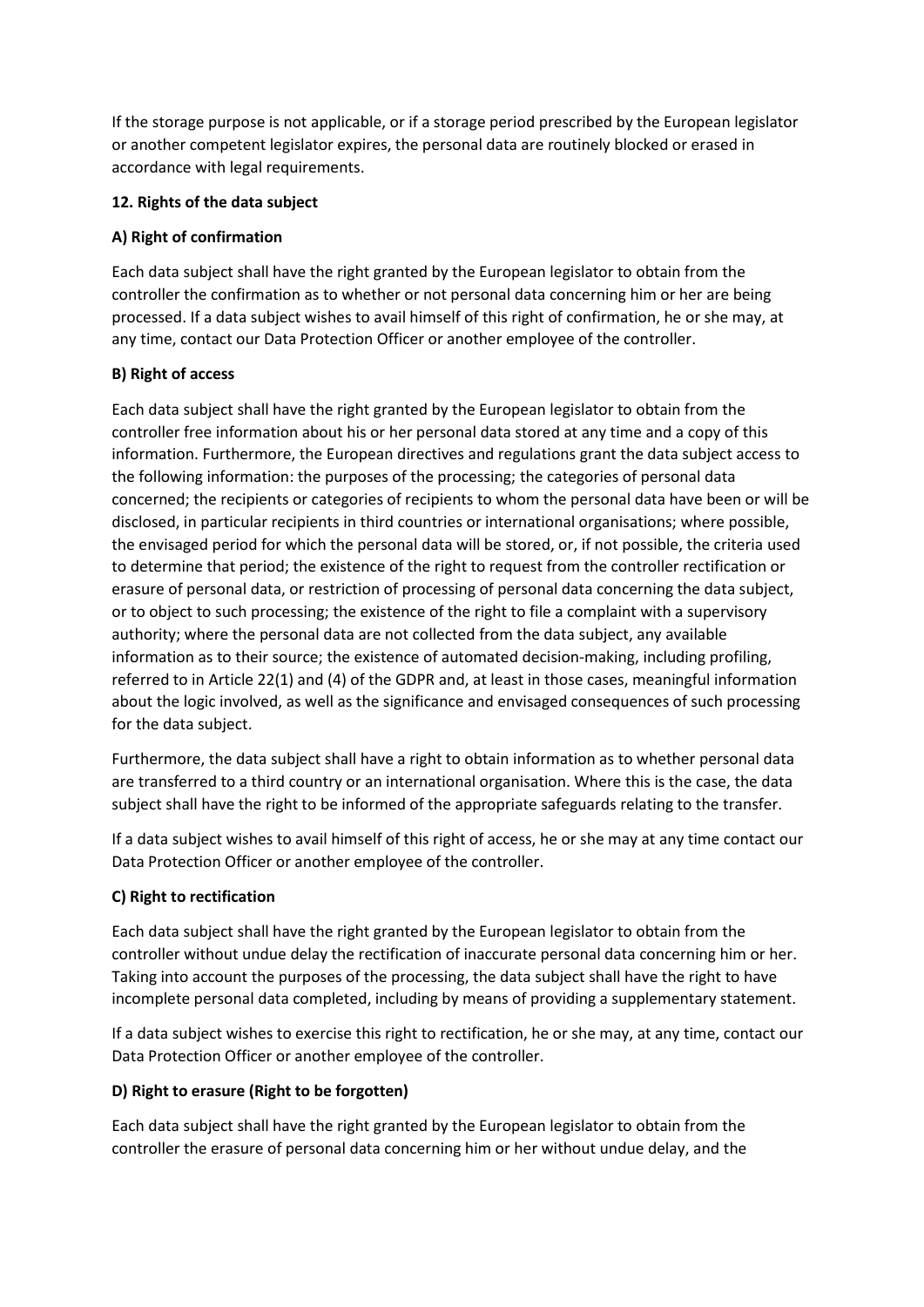If the storage purpose is not applicable, or if a storage period prescribed by the European legislator or another competent legislator expires, the personal data are routinely blocked or erased in accordance with legal requirements.

**12. Rights of the data subject**

**A) Right of confirmation**

Each data subject shall have the right granted by the European legislator to obtain from the controller the confirmation as to whether or not personal data concerning him or her are being processed. If a data subject wishes to avail himself of this right of confirmation, he or she may, at any time, contact our Data Protection Officer or another employee of the controller.

**B) Right of access**

Each data subject shall have the right granted by the European legislator to obtain from the controller free information about his or her personal data stored at any time and a copy of this information. Furthermore, the European directives and regulations grant the data subject access to the following information: the purposes of the processing; the categories of personal data concerned; the recipients or categories of recipients to whom the personal data have been or will be disclosed, in particular recipients in third countries or international organisations; where possible, the envisaged period for which the personal data will be stored, or, if not possible, the criteria used to determine that period; the existence of the right to request from the controller rectification or erasure of personal data, or restriction of processing of personal data concerning the data subject, or to object to such processing; the existence of the right to file a complaint with a supervisory authority; where the personal data are not collected from the data subject, any available information as to their source; the existence of automated decision-making, including profiling, referred to in Article 22(1) and (4) of the GDPR and, at least in those cases, meaningful information about the logic involved, as well as the significance and envisaged consequences of such processing for the data subject.

Furthermore, the data subject shall have a right to obtain information as to whether personal data are transferred to a third country or an international organisation. Where this is the case, the data subject shall have the right to be informed of the appropriate safeguards relating to the transfer.

If a data subject wishes to avail himself of this right of access, he or she may at any time contact our Data Protection Officer or another employee of the controller.

**C) Right to rectification**

Each data subject shall have the right granted by the European legislator to obtain from the controller without undue delay the rectification of inaccurate personal data concerning him or her. Taking into account the purposes of the processing, the data subject shall have the right to have incomplete personal data completed, including by means of providing a supplementary statement.

If a data subject wishes to exercise this right to rectification, he or she may, at any time, contact our Data Protection Officer or another employee of the controller.

**D) Right to erasure (Right to be forgotten)**

Each data subject shall have the right granted by the European legislator to obtain from the controller the erasure of personal data concerning him or her without undue delay, and the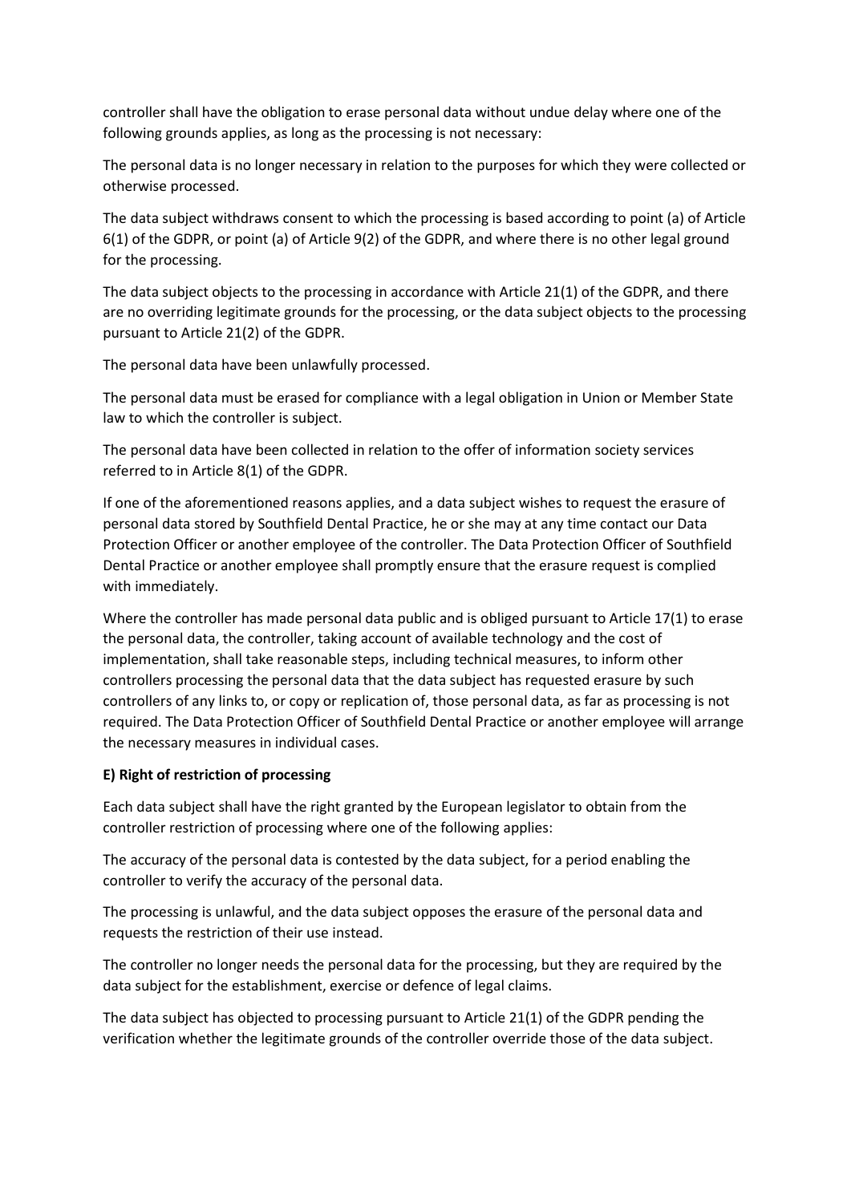controller shall have the obligation to erase personal data without undue delay where one of the following grounds applies, as long as the processing is not necessary:

The personal data is no longer necessary in relation to the purposes for which they were collected or otherwise processed.

The data subject withdraws consent to which the processing is based according to point (a) of Article 6(1) of the GDPR, or point (a) of Article 9(2) of the GDPR, and where there is no other legal ground for the processing.

The data subject objects to the processing in accordance with Article 21(1) of the GDPR, and there are no overriding legitimate grounds for the processing, or the data subject objects to the processing pursuant to Article 21(2) of the GDPR.

The personal data have been unlawfully processed.

The personal data must be erased for compliance with a legal obligation in Union or Member State law to which the controller is subject.

The personal data have been collected in relation to the offer of information society services referred to in Article 8(1) of the GDPR.

If one of the aforementioned reasons applies, and a data subject wishes to request the erasure of personal data stored by Southfield Dental Practice, he or she may at any time contact our Data Protection Officer or another employee of the controller. The Data Protection Officer of Southfield Dental Practice or another employee shall promptly ensure that the erasure request is complied with immediately.

Where the controller has made personal data public and is obliged pursuant to Article 17(1) to erase the personal data, the controller, taking account of available technology and the cost of implementation, shall take reasonable steps, including technical measures, to inform other controllers processing the personal data that the data subject has requested erasure by such controllers of any links to, or copy or replication of, those personal data, as far as processing is not required. The Data Protection Officer of Southfield Dental Practice or another employee will arrange the necessary measures in individual cases.

**E) Right of restriction of processing**

Each data subject shall have the right granted by the European legislator to obtain from the controller restriction of processing where one of the following applies:

The accuracy of the personal data is contested by the data subject, for a period enabling the controller to verify the accuracy of the personal data.

The processing is unlawful, and the data subject opposes the erasure of the personal data and requests the restriction of their use instead.

The controller no longer needs the personal data for the processing, but they are required by the data subject for the establishment, exercise or defence of legal claims.

The data subject has objected to processing pursuant to Article 21(1) of the GDPR pending the verification whether the legitimate grounds of the controller override those of the data subject.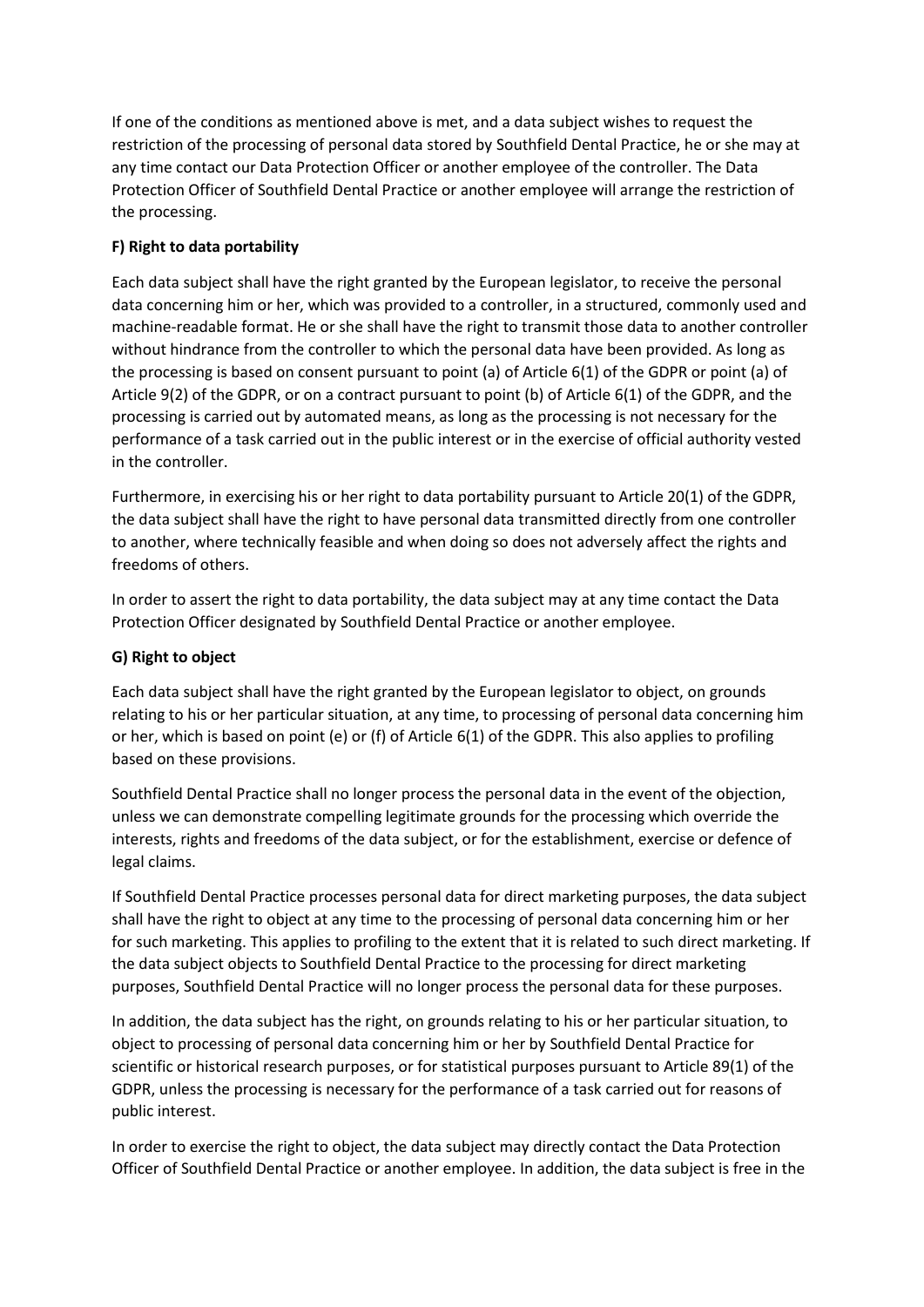If one of the conditions as mentioned above is met, and a data subject wishes to request the restriction of the processing of personal data stored by Southfield Dental Practice, he or she may at any time contact our Data Protection Officer or another employee of the controller. The Data Protection Officer of Southfield Dental Practice or another employee will arrange the restriction of the processing.

**F) Right to data portability**

Each data subject shall have the right granted by the European legislator, to receive the personal data concerning him or her, which was provided to a controller, in a structured, commonly used and machine-readable format. He or she shall have the right to transmit those data to another controller without hindrance from the controller to which the personal data have been provided. As long as the processing is based on consent pursuant to point (a) of Article 6(1) of the GDPR or point (a) of Article 9(2) of the GDPR, or on a contract pursuant to point (b) of Article 6(1) of the GDPR, and the processing is carried out by automated means, as long as the processing is not necessary for the performance of a task carried out in the public interest or in the exercise of official authority vested in the controller.

Furthermore, in exercising his or her right to data portability pursuant to Article 20(1) of the GDPR, the data subject shall have the right to have personal data transmitted directly from one controller to another, where technically feasible and when doing so does not adversely affect the rights and freedoms of others.

In order to assert the right to data portability, the data subject may at any time contact the Data Protection Officer designated by Southfield Dental Practice or another employee.

**G) Right to object**

Each data subject shall have the right granted by the European legislator to object, on grounds relating to his or her particular situation, at any time, to processing of personal data concerning him or her, which is based on point (e) or (f) of Article 6(1) of the GDPR. This also applies to profiling based on these provisions.

Southfield Dental Practice shall no longer process the personal data in the event of the objection, unless we can demonstrate compelling legitimate grounds for the processing which override the interests, rights and freedoms of the data subject, or for the establishment, exercise or defence of legal claims.

If Southfield Dental Practice processes personal data for direct marketing purposes, the data subject shall have the right to object at any time to the processing of personal data concerning him or her for such marketing. This applies to profiling to the extent that it is related to such direct marketing. If the data subject objects to Southfield Dental Practice to the processing for direct marketing purposes, Southfield Dental Practice will no longer process the personal data for these purposes.

In addition, the data subject has the right, on grounds relating to his or her particular situation, to object to processing of personal data concerning him or her by Southfield Dental Practice for scientific or historical research purposes, or for statistical purposes pursuant to Article 89(1) of the GDPR, unless the processing is necessary for the performance of a task carried out for reasons of public interest.

In order to exercise the right to object, the data subject may directly contact the Data Protection Officer of Southfield Dental Practice or another employee. In addition, the data subject is free in the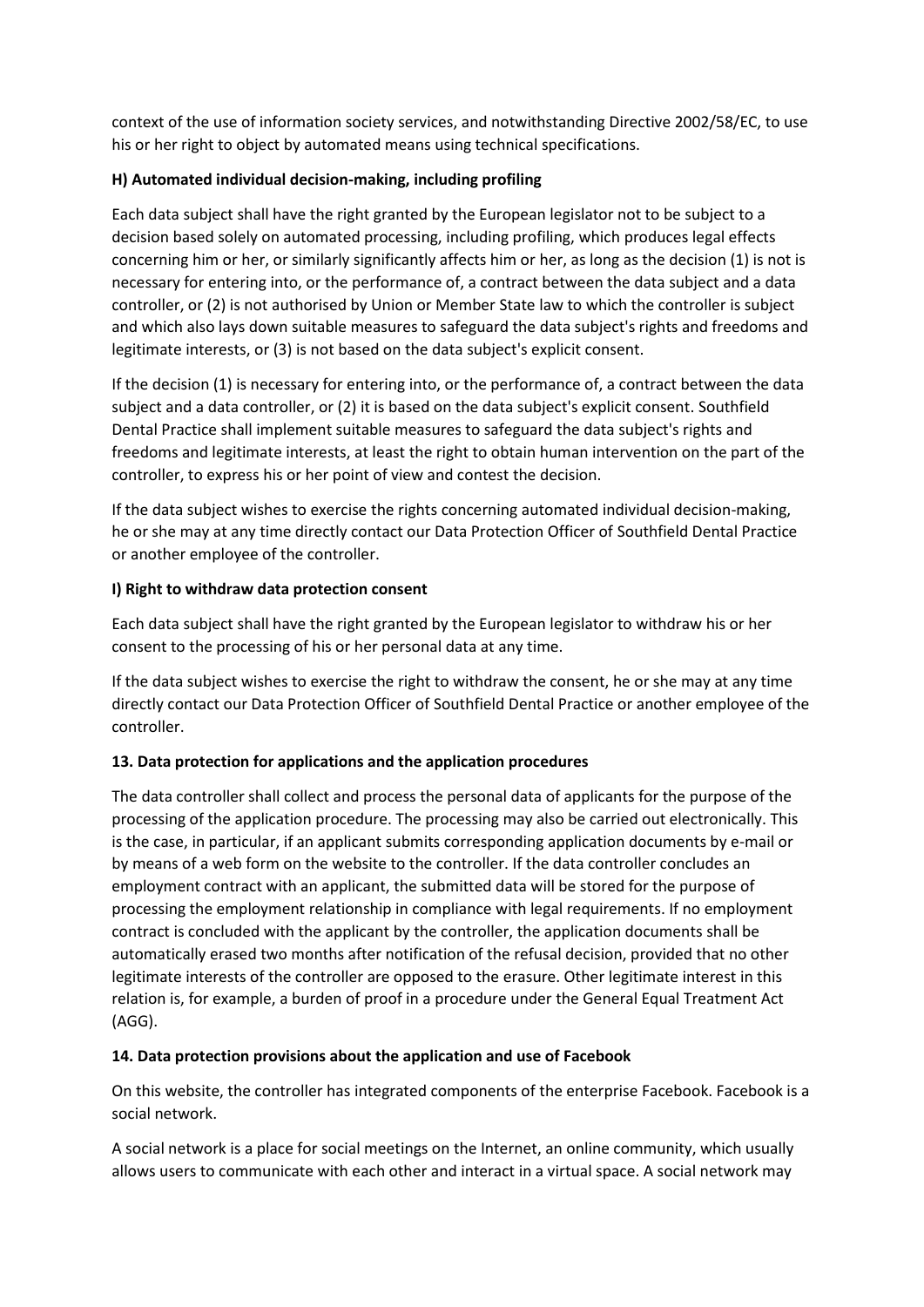context of the use of information society services, and notwithstanding Directive 2002/58/EC, to use his or her right to object by automated means using technical specifications.

**H) Automated individual decision-making, including profiling**

Each data subject shall have the right granted by the European legislator not to be subject to a decision based solely on automated processing, including profiling, which produces legal effects concerning him or her, or similarly significantly affects him or her, as long as the decision (1) is not is necessary for entering into, or the performance of, a contract between the data subject and a data controller, or (2) is not authorised by Union or Member State law to which the controller is subject and which also lays down suitable measures to safeguard the data subject's rights and freedoms and legitimate interests, or (3) is not based on the data subject's explicit consent.

If the decision (1) is necessary for entering into, or the performance of, a contract between the data subject and a data controller, or (2) it is based on the data subject's explicit consent. Southfield Dental Practice shall implement suitable measures to safeguard the data subject's rights and freedoms and legitimate interests, at least the right to obtain human intervention on the part of the controller, to express his or her point of view and contest the decision.

If the data subject wishes to exercise the rights concerning automated individual decision-making, he or she may at any time directly contact our Data Protection Officer of Southfield Dental Practice or another employee of the controller.

**I) Right to withdraw data protection consent**

Each data subject shall have the right granted by the European legislator to withdraw his or her consent to the processing of his or her personal data at any time.

If the data subject wishes to exercise the right to withdraw the consent, he or she may at any time directly contact our Data Protection Officer of Southfield Dental Practice or another employee of the controller.

**13. Data protection for applications and the application procedures**

The data controller shall collect and process the personal data of applicants for the purpose of the processing of the application procedure. The processing may also be carried out electronically. This is the case, in particular, if an applicant submits corresponding application documents by e-mail or by means of a web form on the website to the controller. If the data controller concludes an employment contract with an applicant, the submitted data will be stored for the purpose of processing the employment relationship in compliance with legal requirements. If no employment contract is concluded with the applicant by the controller, the application documents shall be automatically erased two months after notification of the refusal decision, provided that no other legitimate interests of the controller are opposed to the erasure. Other legitimate interest in this relation is, for example, a burden of proof in a procedure under the General Equal Treatment Act (AGG).

**14. Data protection provisions about the application and use of Facebook**

On this website, the controller has integrated components of the enterprise Facebook. Facebook is a social network.

A social network is a place for social meetings on the Internet, an online community, which usually allows users to communicate with each other and interact in a virtual space. A social network may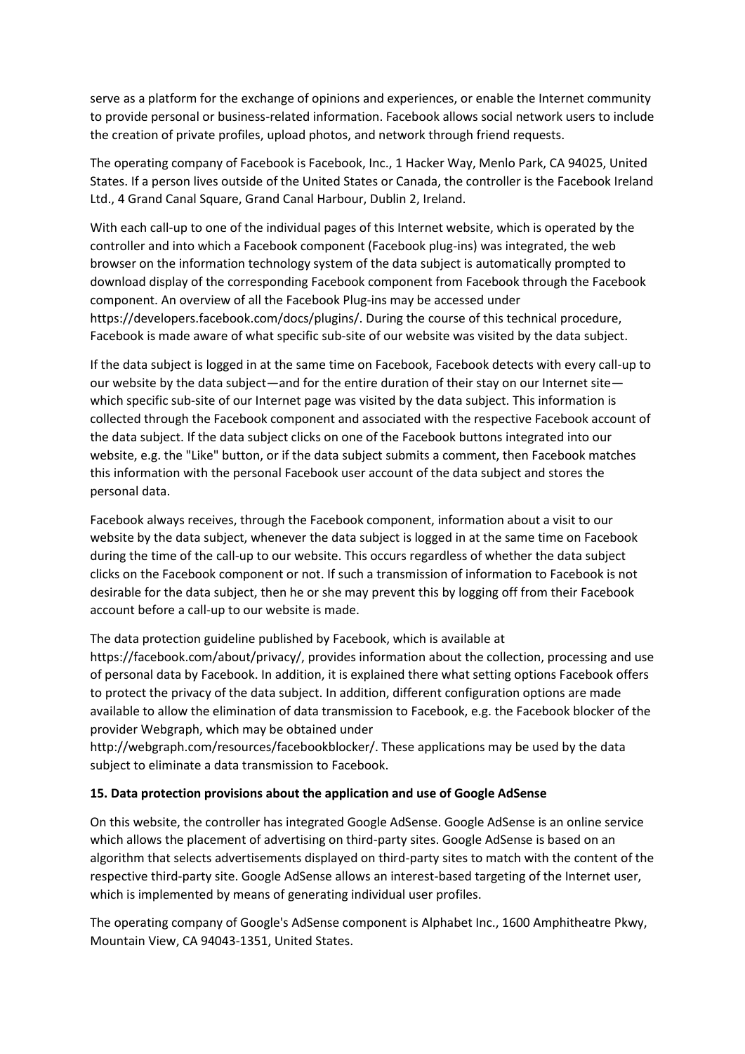serve as a platform for the exchange of opinions and experiences, or enable the Internet community to provide personal or business-related information. Facebook allows social network users to include the creation of private profiles, upload photos, and network through friend requests.

The operating company of Facebook is Facebook, Inc., 1 Hacker Way, Menlo Park, CA 94025, United States. If a person lives outside of the United States or Canada, the controller is the Facebook Ireland Ltd., 4 Grand Canal Square, Grand Canal Harbour, Dublin 2, Ireland.

With each call-up to one of the individual pages of this Internet website, which is operated by the controller and into which a Facebook component (Facebook plug-ins) was integrated, the web browser on the information technology system of the data subject is automatically prompted to download display of the corresponding Facebook component from Facebook through the Facebook component. An overview of all the Facebook Plug-ins may be accessed under https://developers.facebook.com/docs/plugins/. During the course of this technical procedure, Facebook is made aware of what specific sub-site of our website was visited by the data subject.

If the data subject is logged in at the same time on Facebook, Facebook detects with every call-up to our website by the data subject—and for the entire duration of their stay on our Internet site—which specific sub-site of our Internet page was visited by the data subject. This information is collected through the Facebook component and associated with the respective Facebook account of the data subject. If the data subject clicks on one of the Facebook buttons integrated into our website, e.g. the "Like" button, or if the data subject submits a comment, then Facebook matches this information with the personal Facebook user account of the data subject and stores the personal data.

Facebook always receives, through the Facebook component, information about a visit to our website by the data subject, whenever the data subject is logged in at the same time on Facebook during the time of the call-up to our website. This occurs regardless of whether the data subject clicks on the Facebook component or not. If such a transmission of information to Facebook is not desirable for the data subject, then he or she may prevent this by logging off from their Facebook account before a call-up to our website is made.

The data protection guideline published by Facebook, which is available at https://facebook.com/about/privacy/, provides information about the collection, processing and use of personal data by Facebook. In addition, it is explained there what setting options Facebook offers to protect the privacy of the data subject. In addition, different configuration options are made available to allow the elimination of data transmission to Facebook, e.g. the Facebook blocker of the provider Webgraph, which may be obtained under http://webgraph.com/resources/facebookblocker/. These applications may be used by the data subject to eliminate a data transmission to Facebook.

**15. Data protection provisions about the application and use of Google AdSense**

On this website, the controller has integrated Google AdSense. Google AdSense is an online service which allows the placement of advertising on third-party sites. Google AdSense is based on an algorithm that selects advertisements displayed on third-party sites to match with the content of the respective third-party site. Google AdSense allows an interest-based targeting of the Internet user, which is implemented by means of generating individual user profiles.

The operating company of Google's AdSense component is Alphabet Inc., 1600 Amphitheatre Pkwy, Mountain View, CA 94043-1351, United States.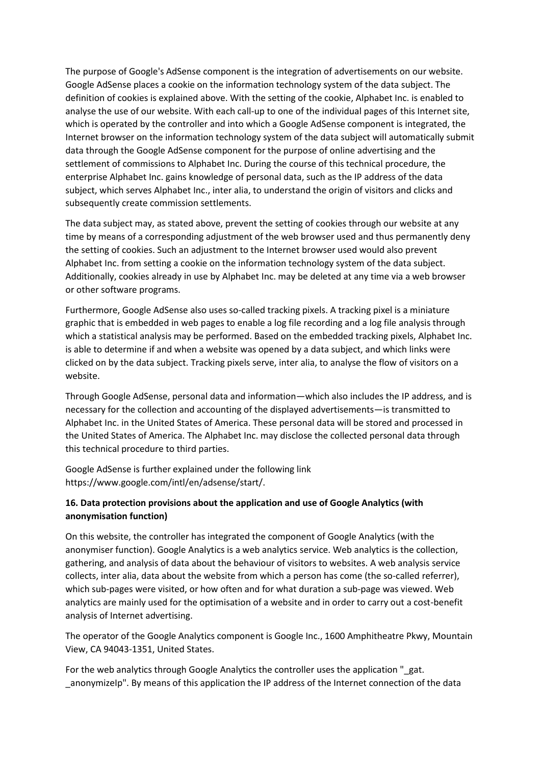The purpose of Google's AdSense component is the integration of advertisements on our website. Google AdSense places a cookie on the information technology system of the data subject. The definition of cookies is explained above. With the setting of the cookie, Alphabet Inc. is enabled to analyse the use of our website. With each call-up to one of the individual pages of this Internet site, which is operated by the controller and into which a Google AdSense component is integrated, the Internet browser on the information technology system of the data subject will automatically submit data through the Google AdSense component for the purpose of online advertising and the settlement of commissions to Alphabet Inc. During the course of this technical procedure, the enterprise Alphabet Inc. gains knowledge of personal data, such as the IP address of the data subject, which serves Alphabet Inc., inter alia, to understand the origin of visitors and clicks and subsequently create commission settlements.

The data subject may, as stated above, prevent the setting of cookies through our website at any time by means of a corresponding adjustment of the web browser used and thus permanently deny the setting of cookies. Such an adjustment to the Internet browser used would also prevent Alphabet Inc. from setting a cookie on the information technology system of the data subject. Additionally, cookies already in use by Alphabet Inc. may be deleted at any time via a web browser or other software programs.

Furthermore, Google AdSense also uses so-called tracking pixels. A tracking pixel is a miniature graphic that is embedded in web pages to enable a log file recording and a log file analysis through which a statistical analysis may be performed. Based on the embedded tracking pixels, Alphabet Inc. is able to determine if and when a website was opened by a data subject, and which links were clicked on by the data subject. Tracking pixels serve, inter alia, to analyse the flow of visitors on a website.

Through Google AdSense, personal data and information—which also includes the IP address, and is necessary for the collection and accounting of the displayed advertisements—is transmitted to Alphabet Inc. in the United States of America. These personal data will be stored and processed in the United States of America. The Alphabet Inc. may disclose the collected personal data through this technical procedure to third parties.

Google AdSense is further explained under the following link https://www.google.com/intl/en/adsense/start/.

**16. Data protection provisions about the application and use of Google Analytics (with anonymisation function)**

On this website, the controller has integrated the component of Google Analytics (with the anonymiser function). Google Analytics is a web analytics service. Web analytics is the collection, gathering, and analysis of data about the behaviour of visitors to websites. A web analysis service collects, inter alia, data about the website from which a person has come (the so-called referrer), which sub-pages were visited, or how often and for what duration a sub-page was viewed. Web analytics are mainly used for the optimisation of a website and in order to carry out a cost-benefit analysis of Internet advertising.

The operator of the Google Analytics component is Google Inc., 1600 Amphitheatre Pkwy, Mountain View, CA 94043-1351, United States.

For the web analytics through Google Analytics the controller uses the application "_gat. _anonymizeIp". By means of this application the IP address of the Internet connection of the data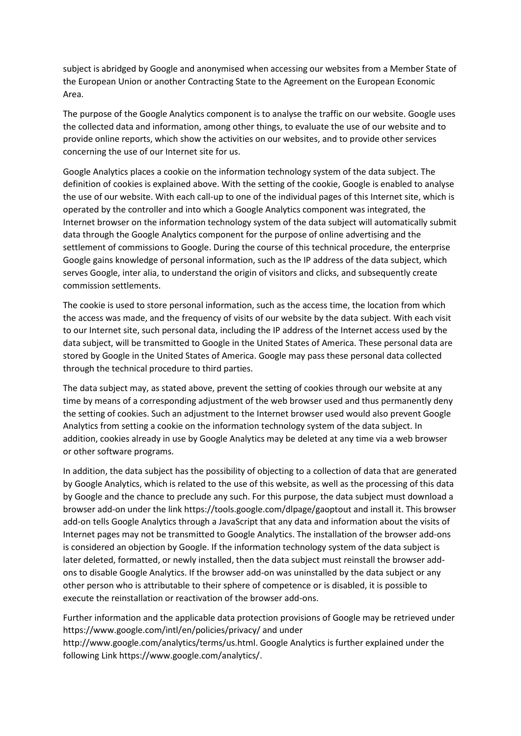subject is abridged by Google and anonymised when accessing our websites from a Member State of the European Union or another Contracting State to the Agreement on the European Economic Area.

The purpose of the Google Analytics component is to analyse the traffic on our website. Google uses the collected data and information, among other things, to evaluate the use of our website and to provide online reports, which show the activities on our websites, and to provide other services concerning the use of our Internet site for us.

Google Analytics places a cookie on the information technology system of the data subject. The definition of cookies is explained above. With the setting of the cookie, Google is enabled to analyse the use of our website. With each call-up to one of the individual pages of this Internet site, which is operated by the controller and into which a Google Analytics component was integrated, the Internet browser on the information technology system of the data subject will automatically submit data through the Google Analytics component for the purpose of online advertising and the settlement of commissions to Google. During the course of this technical procedure, the enterprise Google gains knowledge of personal information, such as the IP address of the data subject, which serves Google, inter alia, to understand the origin of visitors and clicks, and subsequently create commission settlements.

The cookie is used to store personal information, such as the access time, the location from which the access was made, and the frequency of visits of our website by the data subject. With each visit to our Internet site, such personal data, including the IP address of the Internet access used by the data subject, will be transmitted to Google in the United States of America. These personal data are stored by Google in the United States of America. Google may pass these personal data collected through the technical procedure to third parties.

The data subject may, as stated above, prevent the setting of cookies through our website at any time by means of a corresponding adjustment of the web browser used and thus permanently deny the setting of cookies. Such an adjustment to the Internet browser used would also prevent Google Analytics from setting a cookie on the information technology system of the data subject. In addition, cookies already in use by Google Analytics may be deleted at any time via a web browser or other software programs.

In addition, the data subject has the possibility of objecting to a collection of data that are generated by Google Analytics, which is related to the use of this website, as well as the processing of this data by Google and the chance to preclude any such. For this purpose, the data subject must download a browser add-on under the link https://tools.google.com/dlpage/gaoptout and install it. This browser add-on tells Google Analytics through a JavaScript that any data and information about the visits of Internet pages may not be transmitted to Google Analytics. The installation of the browser add-ons is considered an objection by Google. If the information technology system of the data subject is later deleted, formatted, or newly installed, then the data subject must reinstall the browser add-ons to disable Google Analytics. If the browser add-on was uninstalled by the data subject or any other person who is attributable to their sphere of competence or is disabled, it is possible to execute the reinstallation or reactivation of the browser add-ons.

Further information and the applicable data protection provisions of Google may be retrieved under https://www.google.com/intl/en/policies/privacy/ and under http://www.google.com/analytics/terms/us.html. Google Analytics is further explained under the following Link https://www.google.com/analytics/.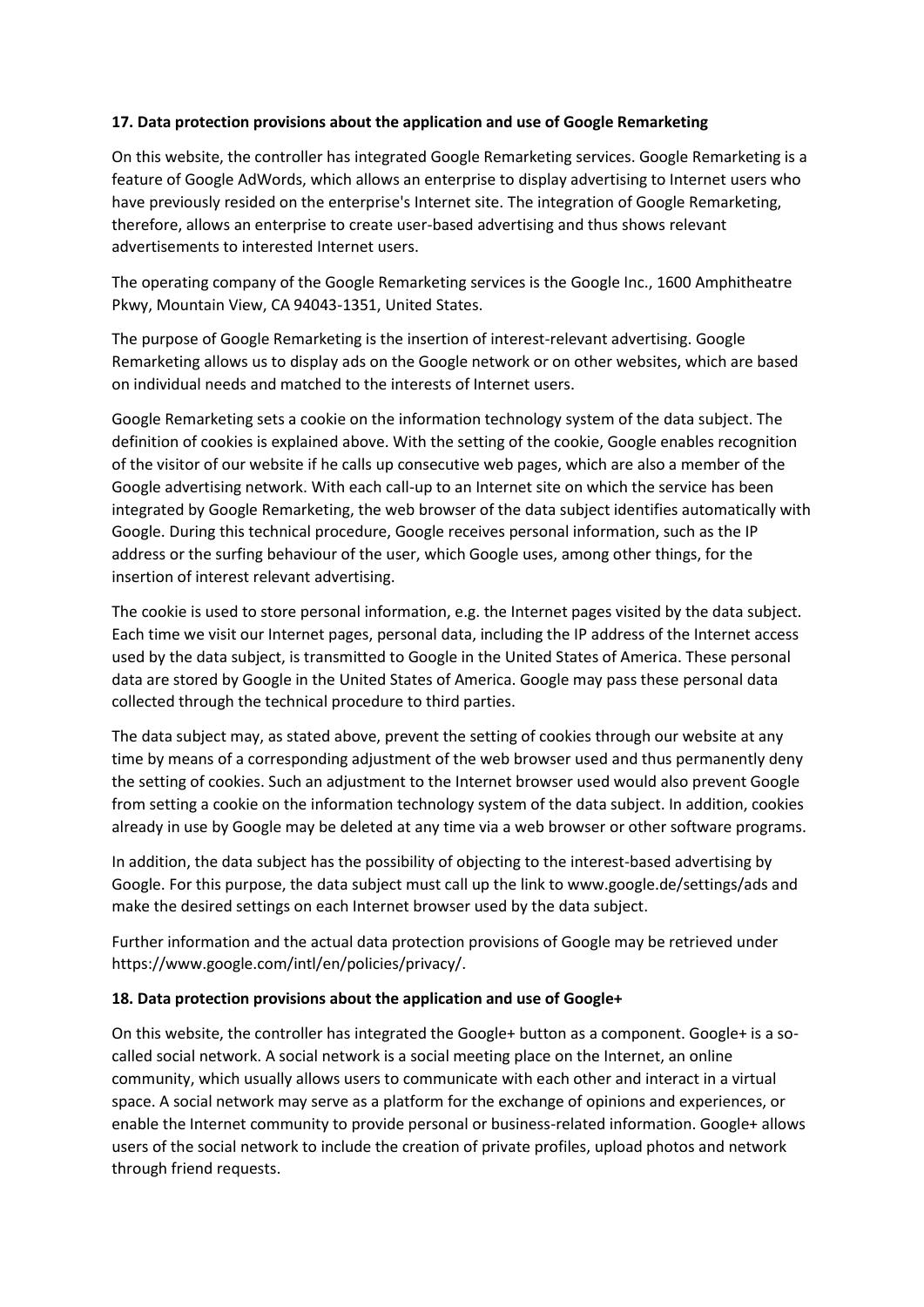**17. Data protection provisions about the application and use of Google Remarketing**

On this website, the controller has integrated Google Remarketing services. Google Remarketing is a feature of Google AdWords, which allows an enterprise to display advertising to Internet users who have previously resided on the enterprise's Internet site. The integration of Google Remarketing, therefore, allows an enterprise to create user-based advertising and thus shows relevant advertisements to interested Internet users.

The operating company of the Google Remarketing services is the Google Inc., 1600 Amphitheatre Pkwy, Mountain View, CA 94043-1351, United States.

The purpose of Google Remarketing is the insertion of interest-relevant advertising. Google Remarketing allows us to display ads on the Google network or on other websites, which are based on individual needs and matched to the interests of Internet users.

Google Remarketing sets a cookie on the information technology system of the data subject. The definition of cookies is explained above. With the setting of the cookie, Google enables recognition of the visitor of our website if he calls up consecutive web pages, which are also a member of the Google advertising network. With each call-up to an Internet site on which the service has been integrated by Google Remarketing, the web browser of the data subject identifies automatically with Google. During this technical procedure, Google receives personal information, such as the IP address or the surfing behaviour of the user, which Google uses, among other things, for the insertion of interest relevant advertising.

The cookie is used to store personal information, e.g. the Internet pages visited by the data subject. Each time we visit our Internet pages, personal data, including the IP address of the Internet access used by the data subject, is transmitted to Google in the United States of America. These personal data are stored by Google in the United States of America. Google may pass these personal data collected through the technical procedure to third parties.

The data subject may, as stated above, prevent the setting of cookies through our website at any time by means of a corresponding adjustment of the web browser used and thus permanently deny the setting of cookies. Such an adjustment to the Internet browser used would also prevent Google from setting a cookie on the information technology system of the data subject. In addition, cookies already in use by Google may be deleted at any time via a web browser or other software programs.

In addition, the data subject has the possibility of objecting to the interest-based advertising by Google. For this purpose, the data subject must call up the link to www.google.de/settings/ads and make the desired settings on each Internet browser used by the data subject.

Further information and the actual data protection provisions of Google may be retrieved under https://www.google.com/intl/en/policies/privacy/.

**18. Data protection provisions about the application and use of Google+**

On this website, the controller has integrated the Google+ button as a component. Google+ is a so-called social network. A social network is a social meeting place on the Internet, an online community, which usually allows users to communicate with each other and interact in a virtual space. A social network may serve as a platform for the exchange of opinions and experiences, or enable the Internet community to provide personal or business-related information. Google+ allows users of the social network to include the creation of private profiles, upload photos and network through friend requests.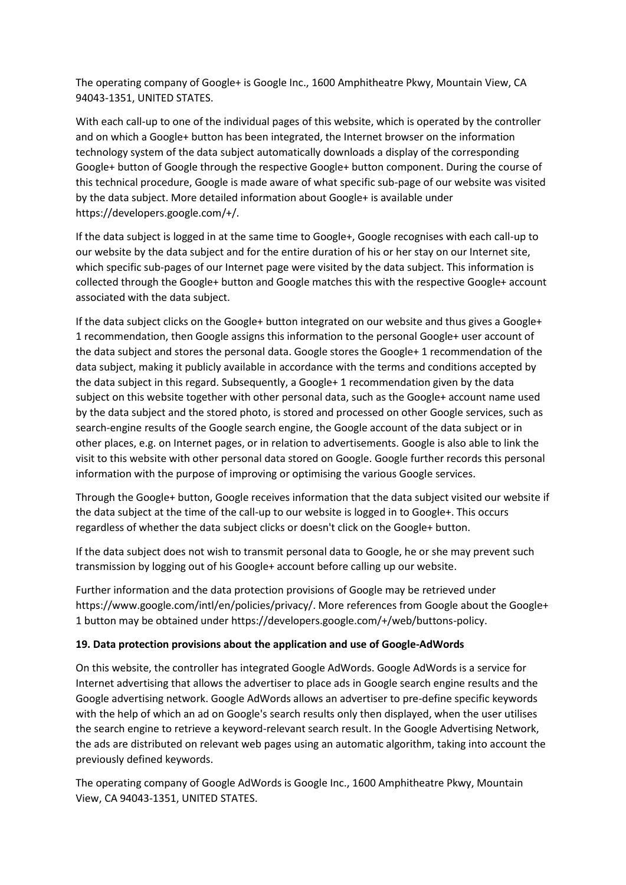The operating company of Google+ is Google Inc., 1600 Amphitheatre Pkwy, Mountain View, CA 94043-1351, UNITED STATES.

With each call-up to one of the individual pages of this website, which is operated by the controller and on which a Google+ button has been integrated, the Internet browser on the information technology system of the data subject automatically downloads a display of the corresponding Google+ button of Google through the respective Google+ button component. During the course of this technical procedure, Google is made aware of what specific sub-page of our website was visited by the data subject. More detailed information about Google+ is available under https://developers.google.com/+/.

If the data subject is logged in at the same time to Google+, Google recognises with each call-up to our website by the data subject and for the entire duration of his or her stay on our Internet site, which specific sub-pages of our Internet page were visited by the data subject. This information is collected through the Google+ button and Google matches this with the respective Google+ account associated with the data subject.

If the data subject clicks on the Google+ button integrated on our website and thus gives a Google+ 1 recommendation, then Google assigns this information to the personal Google+ user account of the data subject and stores the personal data. Google stores the Google+ 1 recommendation of the data subject, making it publicly available in accordance with the terms and conditions accepted by the data subject in this regard. Subsequently, a Google+ 1 recommendation given by the data subject on this website together with other personal data, such as the Google+ account name used by the data subject and the stored photo, is stored and processed on other Google services, such as search-engine results of the Google search engine, the Google account of the data subject or in other places, e.g. on Internet pages, or in relation to advertisements. Google is also able to link the visit to this website with other personal data stored on Google. Google further records this personal information with the purpose of improving or optimising the various Google services.

Through the Google+ button, Google receives information that the data subject visited our website if the data subject at the time of the call-up to our website is logged in to Google+. This occurs regardless of whether the data subject clicks or doesn't click on the Google+ button.

If the data subject does not wish to transmit personal data to Google, he or she may prevent such transmission by logging out of his Google+ account before calling up our website.

Further information and the data protection provisions of Google may be retrieved under https://www.google.com/intl/en/policies/privacy/. More references from Google about the Google+ 1 button may be obtained under https://developers.google.com/+/web/buttons-policy.

**19. Data protection provisions about the application and use of Google-AdWords**

On this website, the controller has integrated Google AdWords. Google AdWords is a service for Internet advertising that allows the advertiser to place ads in Google search engine results and the Google advertising network. Google AdWords allows an advertiser to pre-define specific keywords with the help of which an ad on Google's search results only then displayed, when the user utilises the search engine to retrieve a keyword-relevant search result. In the Google Advertising Network, the ads are distributed on relevant web pages using an automatic algorithm, taking into account the previously defined keywords.

The operating company of Google AdWords is Google Inc., 1600 Amphitheatre Pkwy, Mountain View, CA 94043-1351, UNITED STATES.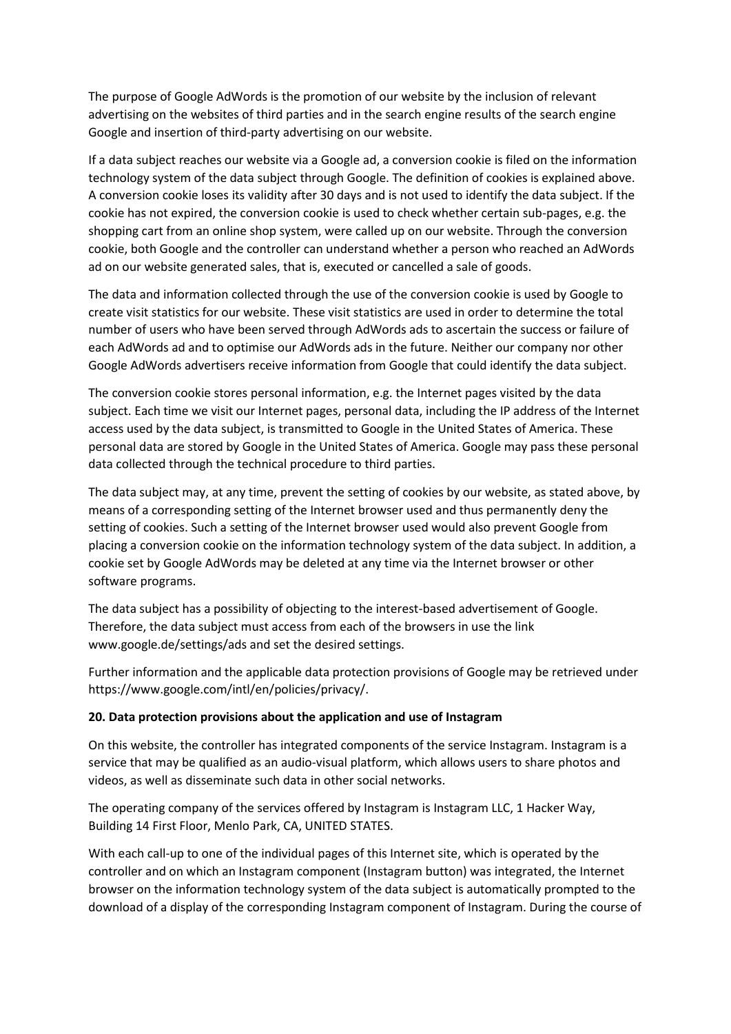The purpose of Google AdWords is the promotion of our website by the inclusion of relevant advertising on the websites of third parties and in the search engine results of the search engine Google and insertion of third-party advertising on our website.

If a data subject reaches our website via a Google ad, a conversion cookie is filed on the information technology system of the data subject through Google. The definition of cookies is explained above. A conversion cookie loses its validity after 30 days and is not used to identify the data subject. If the cookie has not expired, the conversion cookie is used to check whether certain sub-pages, e.g. the shopping cart from an online shop system, were called up on our website. Through the conversion cookie, both Google and the controller can understand whether a person who reached an AdWords ad on our website generated sales, that is, executed or cancelled a sale of goods.

The data and information collected through the use of the conversion cookie is used by Google to create visit statistics for our website. These visit statistics are used in order to determine the total number of users who have been served through AdWords ads to ascertain the success or failure of each AdWords ad and to optimise our AdWords ads in the future. Neither our company nor other Google AdWords advertisers receive information from Google that could identify the data subject.

The conversion cookie stores personal information, e.g. the Internet pages visited by the data subject. Each time we visit our Internet pages, personal data, including the IP address of the Internet access used by the data subject, is transmitted to Google in the United States of America. These personal data are stored by Google in the United States of America. Google may pass these personal data collected through the technical procedure to third parties.

The data subject may, at any time, prevent the setting of cookies by our website, as stated above, by means of a corresponding setting of the Internet browser used and thus permanently deny the setting of cookies. Such a setting of the Internet browser used would also prevent Google from placing a conversion cookie on the information technology system of the data subject. In addition, a cookie set by Google AdWords may be deleted at any time via the Internet browser or other software programs.

The data subject has a possibility of objecting to the interest-based advertisement of Google. Therefore, the data subject must access from each of the browsers in use the link www.google.de/settings/ads and set the desired settings.

Further information and the applicable data protection provisions of Google may be retrieved under https://www.google.com/intl/en/policies/privacy/.

**20. Data protection provisions about the application and use of Instagram**

On this website, the controller has integrated components of the service Instagram. Instagram is a service that may be qualified as an audio-visual platform, which allows users to share photos and videos, as well as disseminate such data in other social networks.

The operating company of the services offered by Instagram is Instagram LLC, 1 Hacker Way, Building 14 First Floor, Menlo Park, CA, UNITED STATES.

With each call-up to one of the individual pages of this Internet site, which is operated by the controller and on which an Instagram component (Instagram button) was integrated, the Internet browser on the information technology system of the data subject is automatically prompted to the download of a display of the corresponding Instagram component of Instagram. During the course of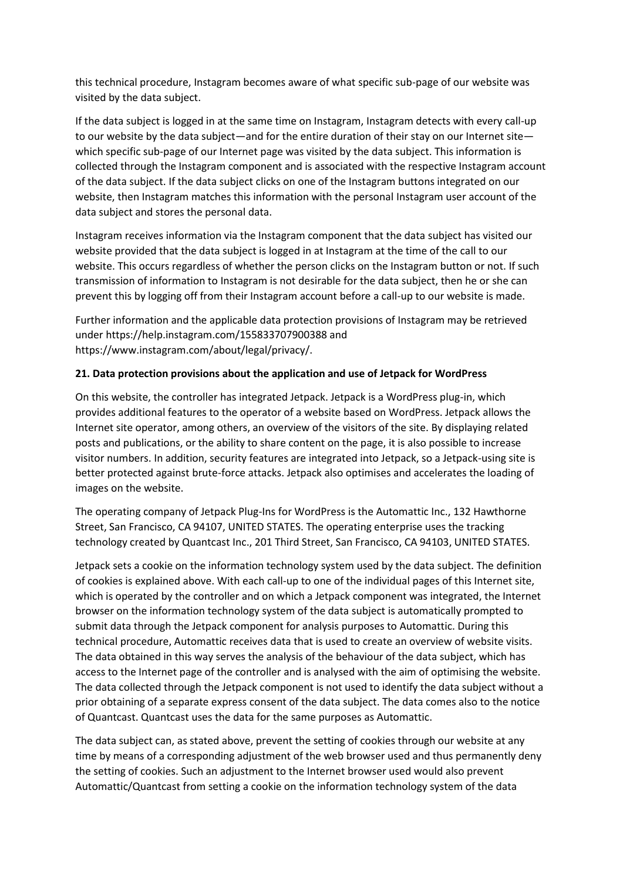this technical procedure, Instagram becomes aware of what specific sub-page of our website was visited by the data subject.

If the data subject is logged in at the same time on Instagram, Instagram detects with every call-up to our website by the data subject—and for the entire duration of their stay on our Internet site—which specific sub-page of our Internet page was visited by the data subject. This information is collected through the Instagram component and is associated with the respective Instagram account of the data subject. If the data subject clicks on one of the Instagram buttons integrated on our website, then Instagram matches this information with the personal Instagram user account of the data subject and stores the personal data.

Instagram receives information via the Instagram component that the data subject has visited our website provided that the data subject is logged in at Instagram at the time of the call to our website. This occurs regardless of whether the person clicks on the Instagram button or not. If such transmission of information to Instagram is not desirable for the data subject, then he or she can prevent this by logging off from their Instagram account before a call-up to our website is made.

Further information and the applicable data protection provisions of Instagram may be retrieved under https://help.instagram.com/155833707900388 and https://www.instagram.com/about/legal/privacy/.

**21. Data protection provisions about the application and use of Jetpack for WordPress**

On this website, the controller has integrated Jetpack. Jetpack is a WordPress plug-in, which provides additional features to the operator of a website based on WordPress. Jetpack allows the Internet site operator, among others, an overview of the visitors of the site. By displaying related posts and publications, or the ability to share content on the page, it is also possible to increase visitor numbers. In addition, security features are integrated into Jetpack, so a Jetpack-using site is better protected against brute-force attacks. Jetpack also optimises and accelerates the loading of images on the website.

The operating company of Jetpack Plug-Ins for WordPress is the Automattic Inc., 132 Hawthorne Street, San Francisco, CA 94107, UNITED STATES. The operating enterprise uses the tracking technology created by Quantcast Inc., 201 Third Street, San Francisco, CA 94103, UNITED STATES.

Jetpack sets a cookie on the information technology system used by the data subject. The definition of cookies is explained above. With each call-up to one of the individual pages of this Internet site, which is operated by the controller and on which a Jetpack component was integrated, the Internet browser on the information technology system of the data subject is automatically prompted to submit data through the Jetpack component for analysis purposes to Automattic. During this technical procedure, Automattic receives data that is used to create an overview of website visits. The data obtained in this way serves the analysis of the behaviour of the data subject, which has access to the Internet page of the controller and is analysed with the aim of optimising the website. The data collected through the Jetpack component is not used to identify the data subject without a prior obtaining of a separate express consent of the data subject. The data comes also to the notice of Quantcast. Quantcast uses the data for the same purposes as Automattic.

The data subject can, as stated above, prevent the setting of cookies through our website at any time by means of a corresponding adjustment of the web browser used and thus permanently deny the setting of cookies. Such an adjustment to the Internet browser used would also prevent Automattic/Quantcast from setting a cookie on the information technology system of the data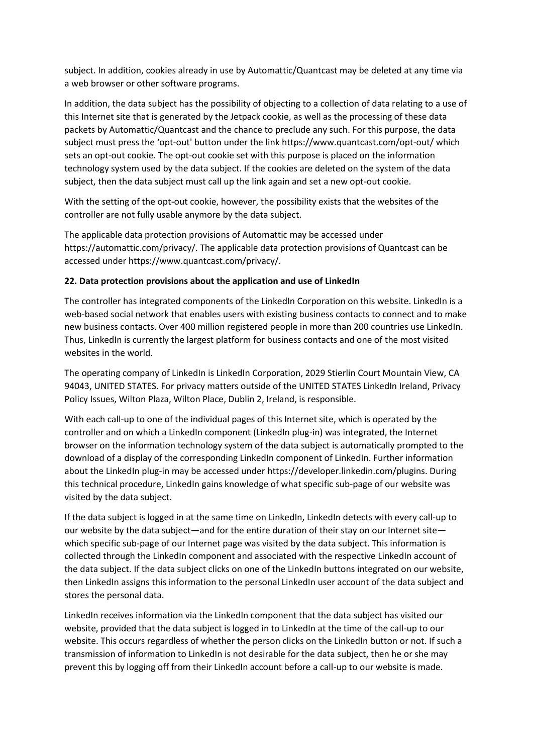subject. In addition, cookies already in use by Automattic/Quantcast may be deleted at any time via a web browser or other software programs.

In addition, the data subject has the possibility of objecting to a collection of data relating to a use of this Internet site that is generated by the Jetpack cookie, as well as the processing of these data packets by Automattic/Quantcast and the chance to preclude any such. For this purpose, the data subject must press the 'opt-out' button under the link https://www.quantcast.com/opt-out/ which sets an opt-out cookie. The opt-out cookie set with this purpose is placed on the information technology system used by the data subject. If the cookies are deleted on the system of the data subject, then the data subject must call up the link again and set a new opt-out cookie.

With the setting of the opt-out cookie, however, the possibility exists that the websites of the controller are not fully usable anymore by the data subject.

The applicable data protection provisions of Automattic may be accessed under https://automattic.com/privacy/. The applicable data protection provisions of Quantcast can be accessed under https://www.quantcast.com/privacy/.

**22. Data protection provisions about the application and use of LinkedIn**

The controller has integrated components of the LinkedIn Corporation on this website. LinkedIn is a web-based social network that enables users with existing business contacts to connect and to make new business contacts. Over 400 million registered people in more than 200 countries use LinkedIn. Thus, LinkedIn is currently the largest platform for business contacts and one of the most visited websites in the world.

The operating company of LinkedIn is LinkedIn Corporation, 2029 Stierlin Court Mountain View, CA 94043, UNITED STATES. For privacy matters outside of the UNITED STATES LinkedIn Ireland, Privacy Policy Issues, Wilton Plaza, Wilton Place, Dublin 2, Ireland, is responsible.

With each call-up to one of the individual pages of this Internet site, which is operated by the controller and on which a LinkedIn component (LinkedIn plug-in) was integrated, the Internet browser on the information technology system of the data subject is automatically prompted to the download of a display of the corresponding LinkedIn component of LinkedIn. Further information about the LinkedIn plug-in may be accessed under https://developer.linkedin.com/plugins. During this technical procedure, LinkedIn gains knowledge of what specific sub-page of our website was visited by the data subject.

If the data subject is logged in at the same time on LinkedIn, LinkedIn detects with every call-up to our website by the data subject—and for the entire duration of their stay on our Internet site—which specific sub-page of our Internet page was visited by the data subject. This information is collected through the LinkedIn component and associated with the respective LinkedIn account of the data subject. If the data subject clicks on one of the LinkedIn buttons integrated on our website, then LinkedIn assigns this information to the personal LinkedIn user account of the data subject and stores the personal data.

LinkedIn receives information via the LinkedIn component that the data subject has visited our website, provided that the data subject is logged in to LinkedIn at the time of the call-up to our website. This occurs regardless of whether the person clicks on the LinkedIn button or not. If such a transmission of information to LinkedIn is not desirable for the data subject, then he or she may prevent this by logging off from their LinkedIn account before a call-up to our website is made.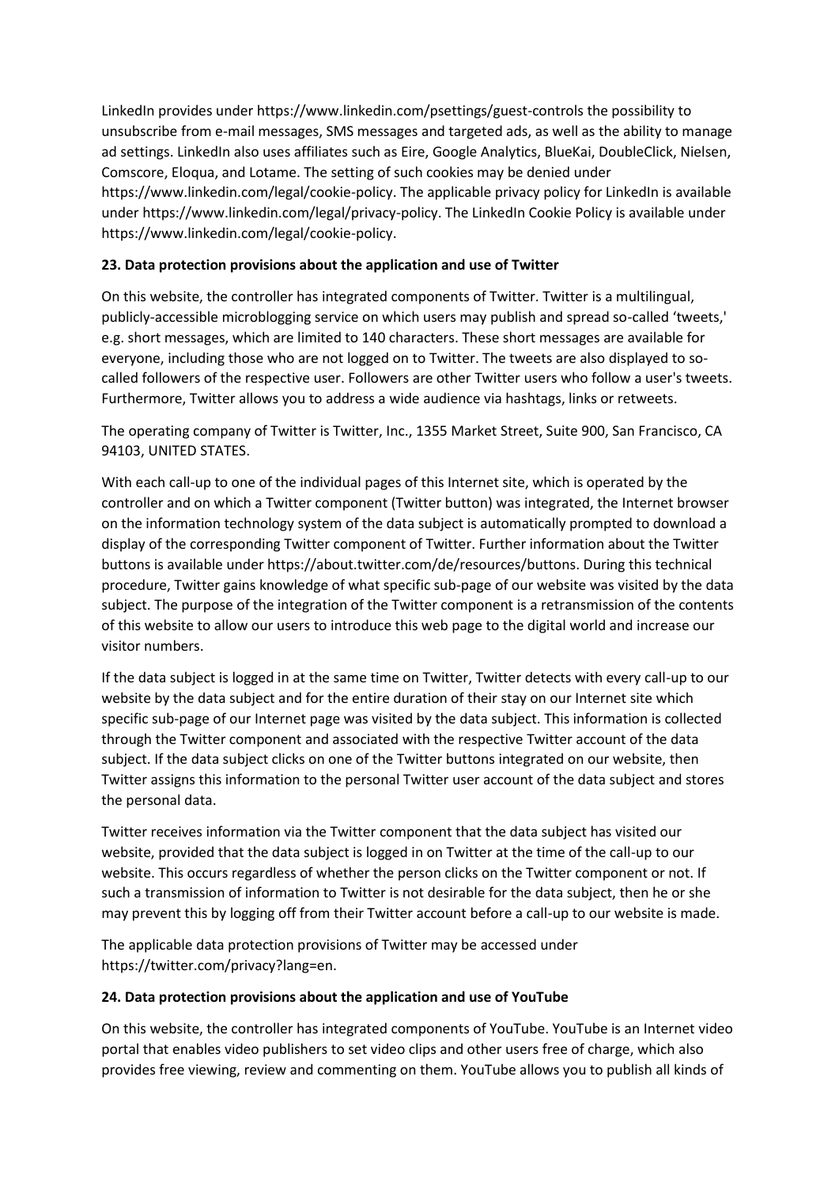LinkedIn provides under https://www.linkedin.com/psettings/guest-controls the possibility to unsubscribe from e-mail messages, SMS messages and targeted ads, as well as the ability to manage ad settings. LinkedIn also uses affiliates such as Eire, Google Analytics, BlueKai, DoubleClick, Nielsen, Comscore, Eloqua, and Lotame. The setting of such cookies may be denied under https://www.linkedin.com/legal/cookie-policy. The applicable privacy policy for LinkedIn is available under https://www.linkedin.com/legal/privacy-policy. The LinkedIn Cookie Policy is available under https://www.linkedin.com/legal/cookie-policy.

### 23. Data protection provisions about the application and use of Twitter

On this website, the controller has integrated components of Twitter. Twitter is a multilingual, publicly-accessible microblogging service on which users may publish and spread so-called 'tweets,' e.g. short messages, which are limited to 140 characters. These short messages are available for everyone, including those who are not logged on to Twitter. The tweets are also displayed to so-called followers of the respective user. Followers are other Twitter users who follow a user's tweets. Furthermore, Twitter allows you to address a wide audience via hashtags, links or retweets.

The operating company of Twitter is Twitter, Inc., 1355 Market Street, Suite 900, San Francisco, CA 94103, UNITED STATES.

With each call-up to one of the individual pages of this Internet site, which is operated by the controller and on which a Twitter component (Twitter button) was integrated, the Internet browser on the information technology system of the data subject is automatically prompted to download a display of the corresponding Twitter component of Twitter. Further information about the Twitter buttons is available under https://about.twitter.com/de/resources/buttons. During this technical procedure, Twitter gains knowledge of what specific sub-page of our website was visited by the data subject. The purpose of the integration of the Twitter component is a retransmission of the contents of this website to allow our users to introduce this web page to the digital world and increase our visitor numbers.

If the data subject is logged in at the same time on Twitter, Twitter detects with every call-up to our website by the data subject and for the entire duration of their stay on our Internet site which specific sub-page of our Internet page was visited by the data subject. This information is collected through the Twitter component and associated with the respective Twitter account of the data subject. If the data subject clicks on one of the Twitter buttons integrated on our website, then Twitter assigns this information to the personal Twitter user account of the data subject and stores the personal data.

Twitter receives information via the Twitter component that the data subject has visited our website, provided that the data subject is logged in on Twitter at the time of the call-up to our website. This occurs regardless of whether the person clicks on the Twitter component or not. If such a transmission of information to Twitter is not desirable for the data subject, then he or she may prevent this by logging off from their Twitter account before a call-up to our website is made.

The applicable data protection provisions of Twitter may be accessed under https://twitter.com/privacy?lang=en.

### 24. Data protection provisions about the application and use of YouTube

On this website, the controller has integrated components of YouTube. YouTube is an Internet video portal that enables video publishers to set video clips and other users free of charge, which also provides free viewing, review and commenting on them. YouTube allows you to publish all kinds of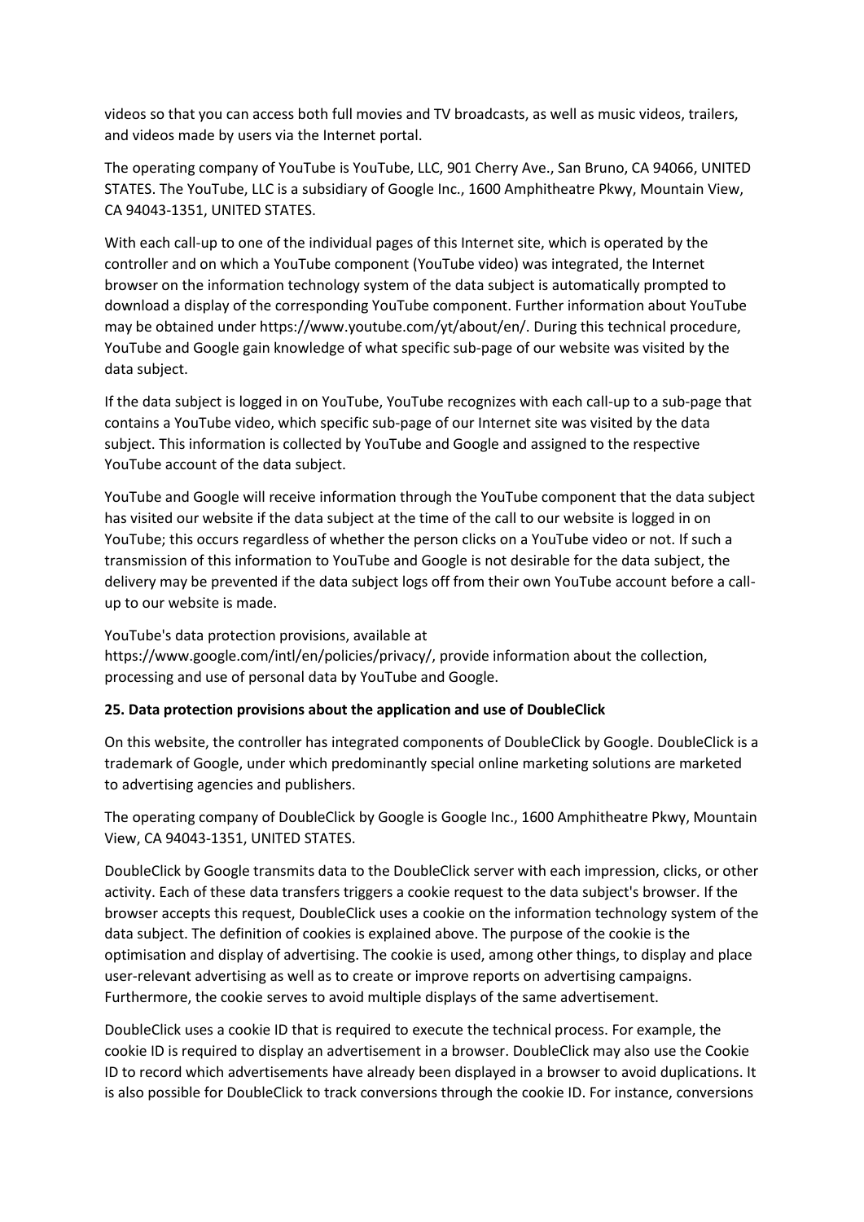videos so that you can access both full movies and TV broadcasts, as well as music videos, trailers, and videos made by users via the Internet portal.

The operating company of YouTube is YouTube, LLC, 901 Cherry Ave., San Bruno, CA 94066, UNITED STATES. The YouTube, LLC is a subsidiary of Google Inc., 1600 Amphitheatre Pkwy, Mountain View, CA 94043-1351, UNITED STATES.

With each call-up to one of the individual pages of this Internet site, which is operated by the controller and on which a YouTube component (YouTube video) was integrated, the Internet browser on the information technology system of the data subject is automatically prompted to download a display of the corresponding YouTube component. Further information about YouTube may be obtained under https://www.youtube.com/yt/about/en/. During this technical procedure, YouTube and Google gain knowledge of what specific sub-page of our website was visited by the data subject.

If the data subject is logged in on YouTube, YouTube recognizes with each call-up to a sub-page that contains a YouTube video, which specific sub-page of our Internet site was visited by the data subject. This information is collected by YouTube and Google and assigned to the respective YouTube account of the data subject.

YouTube and Google will receive information through the YouTube component that the data subject has visited our website if the data subject at the time of the call to our website is logged in on YouTube; this occurs regardless of whether the person clicks on a YouTube video or not. If such a transmission of this information to YouTube and Google is not desirable for the data subject, the delivery may be prevented if the data subject logs off from their own YouTube account before a call-up to our website is made.

YouTube's data protection provisions, available at https://www.google.com/intl/en/policies/privacy/, provide information about the collection, processing and use of personal data by YouTube and Google.

**25. Data protection provisions about the application and use of DoubleClick**

On this website, the controller has integrated components of DoubleClick by Google. DoubleClick is a trademark of Google, under which predominantly special online marketing solutions are marketed to advertising agencies and publishers.

The operating company of DoubleClick by Google is Google Inc., 1600 Amphitheatre Pkwy, Mountain View, CA 94043-1351, UNITED STATES.

DoubleClick by Google transmits data to the DoubleClick server with each impression, clicks, or other activity. Each of these data transfers triggers a cookie request to the data subject's browser. If the browser accepts this request, DoubleClick uses a cookie on the information technology system of the data subject. The definition of cookies is explained above. The purpose of the cookie is the optimisation and display of advertising. The cookie is used, among other things, to display and place user-relevant advertising as well as to create or improve reports on advertising campaigns. Furthermore, the cookie serves to avoid multiple displays of the same advertisement.

DoubleClick uses a cookie ID that is required to execute the technical process. For example, the cookie ID is required to display an advertisement in a browser. DoubleClick may also use the Cookie ID to record which advertisements have already been displayed in a browser to avoid duplications. It is also possible for DoubleClick to track conversions through the cookie ID. For instance, conversions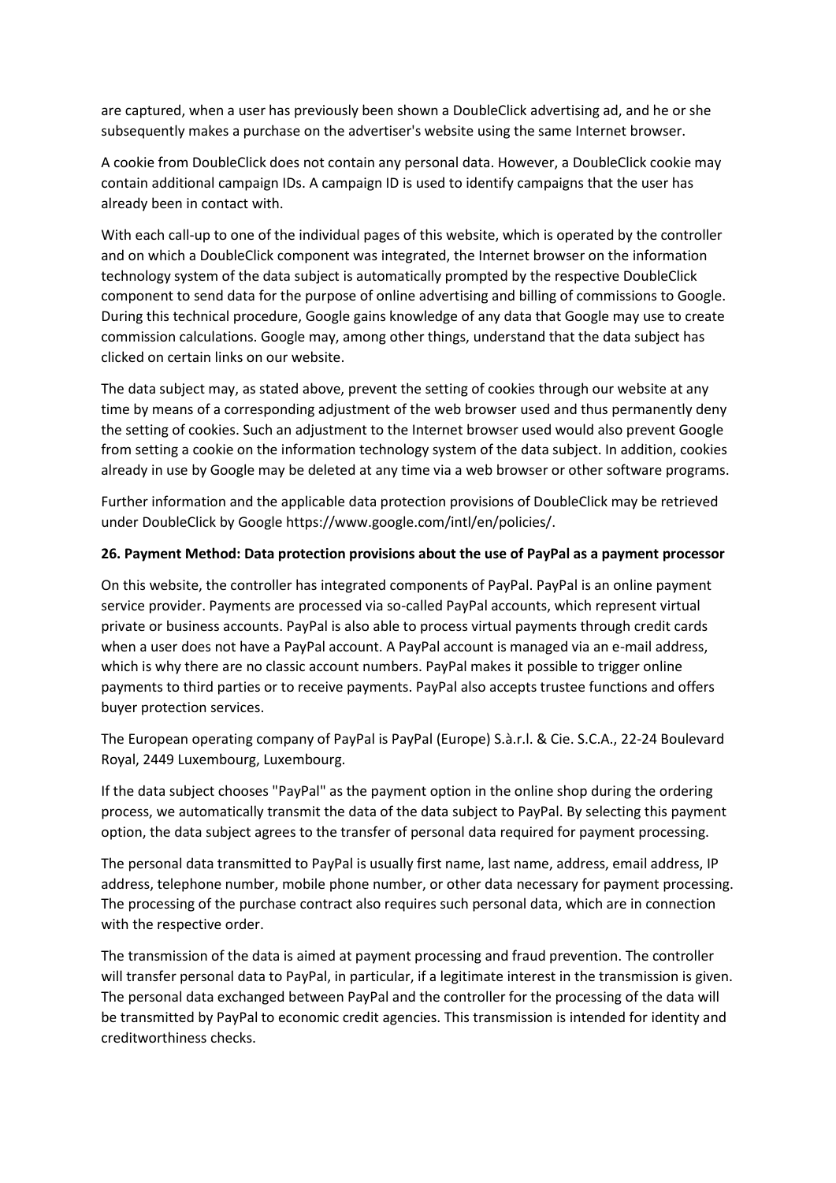are captured, when a user has previously been shown a DoubleClick advertising ad, and he or she subsequently makes a purchase on the advertiser's website using the same Internet browser.

A cookie from DoubleClick does not contain any personal data. However, a DoubleClick cookie may contain additional campaign IDs. A campaign ID is used to identify campaigns that the user has already been in contact with.

With each call-up to one of the individual pages of this website, which is operated by the controller and on which a DoubleClick component was integrated, the Internet browser on the information technology system of the data subject is automatically prompted by the respective DoubleClick component to send data for the purpose of online advertising and billing of commissions to Google. During this technical procedure, Google gains knowledge of any data that Google may use to create commission calculations. Google may, among other things, understand that the data subject has clicked on certain links on our website.

The data subject may, as stated above, prevent the setting of cookies through our website at any time by means of a corresponding adjustment of the web browser used and thus permanently deny the setting of cookies. Such an adjustment to the Internet browser used would also prevent Google from setting a cookie on the information technology system of the data subject. In addition, cookies already in use by Google may be deleted at any time via a web browser or other software programs.

Further information and the applicable data protection provisions of DoubleClick may be retrieved under DoubleClick by Google https://www.google.com/intl/en/policies/.

**26. Payment Method: Data protection provisions about the use of PayPal as a payment processor**

On this website, the controller has integrated components of PayPal. PayPal is an online payment service provider. Payments are processed via so-called PayPal accounts, which represent virtual private or business accounts. PayPal is also able to process virtual payments through credit cards when a user does not have a PayPal account. A PayPal account is managed via an e-mail address, which is why there are no classic account numbers. PayPal makes it possible to trigger online payments to third parties or to receive payments. PayPal also accepts trustee functions and offers buyer protection services.

The European operating company of PayPal is PayPal (Europe) S.à.r.l. & Cie. S.C.A., 22-24 Boulevard Royal, 2449 Luxembourg, Luxembourg.

If the data subject chooses "PayPal" as the payment option in the online shop during the ordering process, we automatically transmit the data of the data subject to PayPal. By selecting this payment option, the data subject agrees to the transfer of personal data required for payment processing.

The personal data transmitted to PayPal is usually first name, last name, address, email address, IP address, telephone number, mobile phone number, or other data necessary for payment processing. The processing of the purchase contract also requires such personal data, which are in connection with the respective order.

The transmission of the data is aimed at payment processing and fraud prevention. The controller will transfer personal data to PayPal, in particular, if a legitimate interest in the transmission is given. The personal data exchanged between PayPal and the controller for the processing of the data will be transmitted by PayPal to economic credit agencies. This transmission is intended for identity and creditworthiness checks.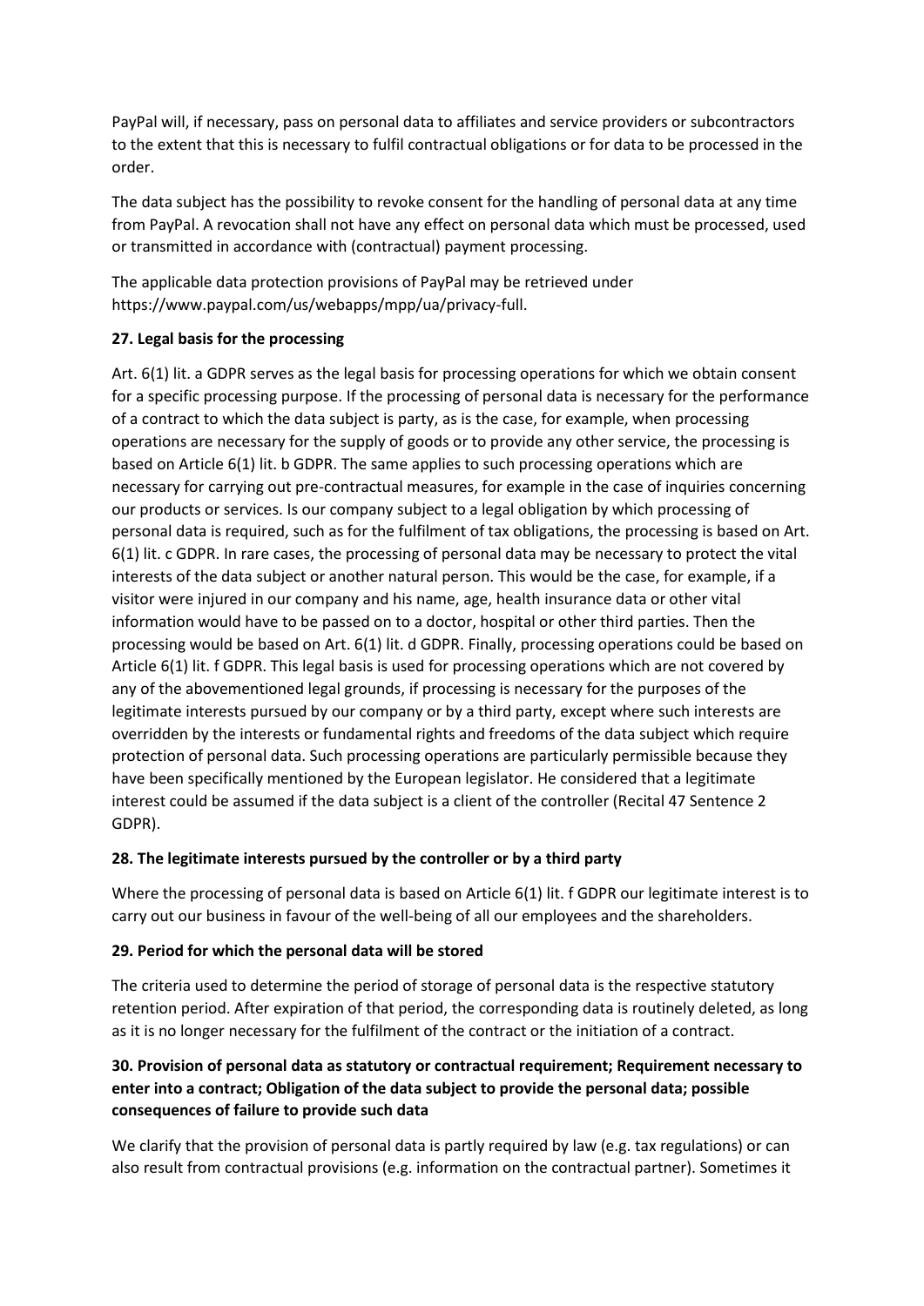PayPal will, if necessary, pass on personal data to affiliates and service providers or subcontractors to the extent that this is necessary to fulfil contractual obligations or for data to be processed in the order.

The data subject has the possibility to revoke consent for the handling of personal data at any time from PayPal. A revocation shall not have any effect on personal data which must be processed, used or transmitted in accordance with (contractual) payment processing.

The applicable data protection provisions of PayPal may be retrieved under https://www.paypal.com/us/webapps/mpp/ua/privacy-full.

**27. Legal basis for the processing**

Art. 6(1) lit. a GDPR serves as the legal basis for processing operations for which we obtain consent for a specific processing purpose. If the processing of personal data is necessary for the performance of a contract to which the data subject is party, as is the case, for example, when processing operations are necessary for the supply of goods or to provide any other service, the processing is based on Article 6(1) lit. b GDPR. The same applies to such processing operations which are necessary for carrying out pre-contractual measures, for example in the case of inquiries concerning our products or services. Is our company subject to a legal obligation by which processing of personal data is required, such as for the fulfilment of tax obligations, the processing is based on Art. 6(1) lit. c GDPR. In rare cases, the processing of personal data may be necessary to protect the vital interests of the data subject or another natural person. This would be the case, for example, if a visitor were injured in our company and his name, age, health insurance data or other vital information would have to be passed on to a doctor, hospital or other third parties. Then the processing would be based on Art. 6(1) lit. d GDPR. Finally, processing operations could be based on Article 6(1) lit. f GDPR. This legal basis is used for processing operations which are not covered by any of the abovementioned legal grounds, if processing is necessary for the purposes of the legitimate interests pursued by our company or by a third party, except where such interests are overridden by the interests or fundamental rights and freedoms of the data subject which require protection of personal data. Such processing operations are particularly permissible because they have been specifically mentioned by the European legislator. He considered that a legitimate interest could be assumed if the data subject is a client of the controller (Recital 47 Sentence 2 GDPR).

**28. The legitimate interests pursued by the controller or by a third party**

Where the processing of personal data is based on Article 6(1) lit. f GDPR our legitimate interest is to carry out our business in favour of the well-being of all our employees and the shareholders.

**29. Period for which the personal data will be stored**

The criteria used to determine the period of storage of personal data is the respective statutory retention period. After expiration of that period, the corresponding data is routinely deleted, as long as it is no longer necessary for the fulfilment of the contract or the initiation of a contract.

**30. Provision of personal data as statutory or contractual requirement; Requirement necessary to enter into a contract; Obligation of the data subject to provide the personal data; possible consequences of failure to provide such data**

We clarify that the provision of personal data is partly required by law (e.g. tax regulations) or can also result from contractual provisions (e.g. information on the contractual partner). Sometimes it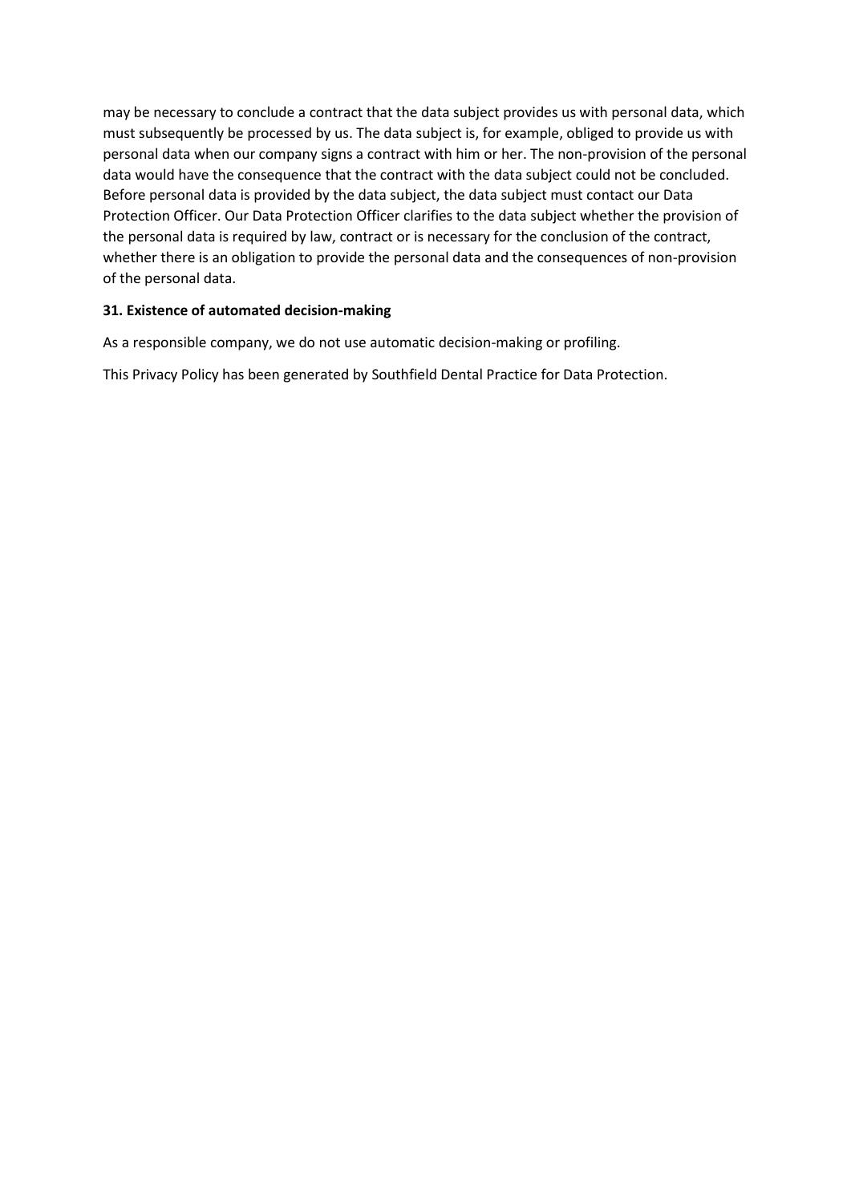may be necessary to conclude a contract that the data subject provides us with personal data, which must subsequently be processed by us. The data subject is, for example, obliged to provide us with personal data when our company signs a contract with him or her. The non-provision of the personal data would have the consequence that the contract with the data subject could not be concluded. Before personal data is provided by the data subject, the data subject must contact our Data Protection Officer. Our Data Protection Officer clarifies to the data subject whether the provision of the personal data is required by law, contract or is necessary for the conclusion of the contract, whether there is an obligation to provide the personal data and the consequences of non-provision of the personal data.

**31. Existence of automated decision-making**

As a responsible company, we do not use automatic decision-making or profiling.

This Privacy Policy has been generated by Southfield Dental Practice for Data Protection.